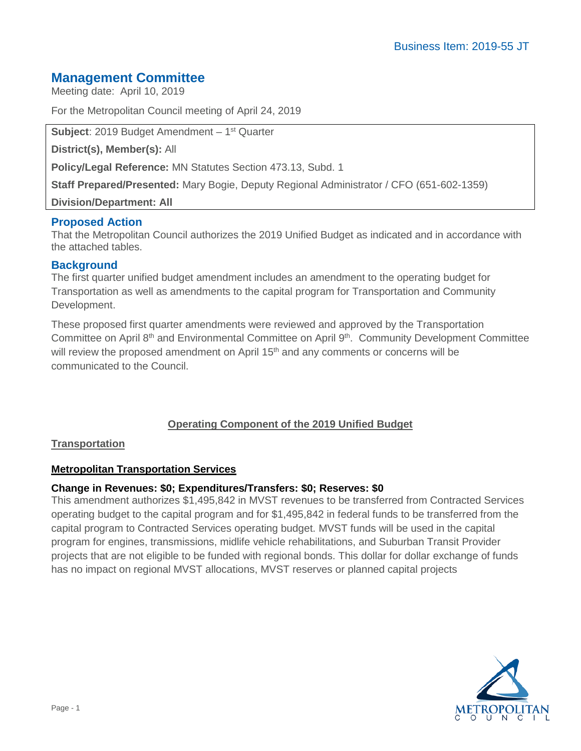Business Item: 2019-55 JT

# Management Committee

Meeting date: April 10, 2019

For the Metropolitan Council meeting of April 24, 2019

**Subject**: 2019 Budget Amendment – 1st Quarter

**District(s), Member(s):** All

**Policy/Legal Reference:** MN Statutes Section 473.13, Subd. 1

**Staff Prepared/Presented:** Mary Bogie, Deputy Regional Administrator / CFO (651-602-1359)

**Division/Department: All**

## Proposed Action

That the Metropolitan Council authorizes the 2019 Unified Budget as indicated and in accordance with the attached tables.

## Background

The first quarter unified budget amendment includes an amendment to the operating budget for Transportation as well as amendments to the capital program for Transportation and Community Development.

These proposed first quarter amendments were reviewed and approved by the Transportation Committee on April 8th and Environmental Committee on April 9th. Community Development Committee will review the proposed amendment on April 15th and any comments or concerns will be communicated to the Council.

**Operating Component of the 2019 Unified Budget**

**Transportation**

**Metropolitan Transportation Services**

**Change in Revenues: $0; Expenditures/Transfers: $0; Reserves: $0**

This amendment authorizes $1,495,842 in MVST revenues to be transferred from Contracted Services operating budget to the capital program and for $1,495,842 in federal funds to be transferred from the capital program to Contracted Services operating budget. MVST funds will be used in the capital program for engines, transmissions, midlife vehicle rehabilitations, and Suburban Transit Provider projects that are not eligible to be funded with regional bonds. This dollar for dollar exchange of funds has no impact on regional MVST allocations, MVST reserves or planned capital projects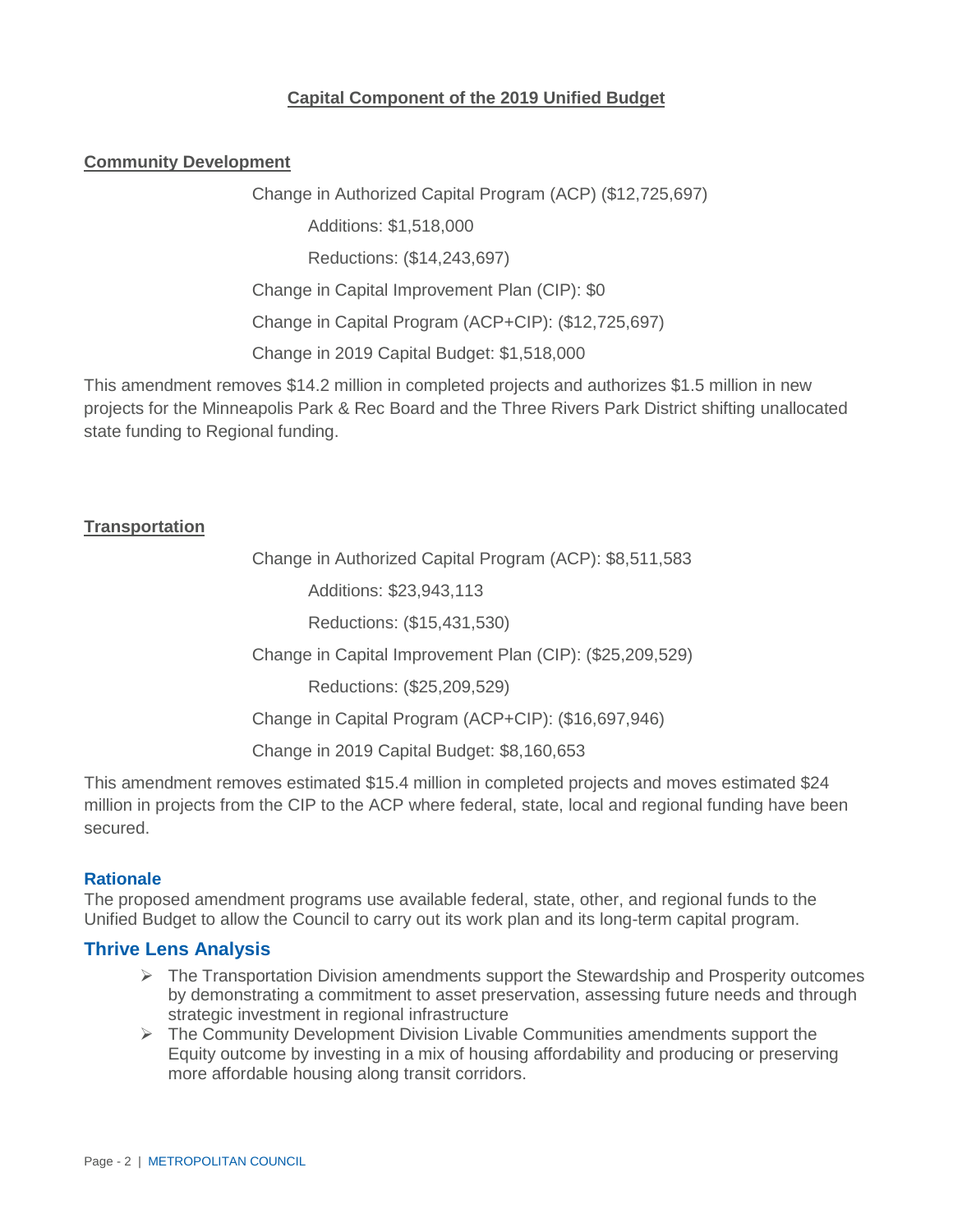## Capital Component of the 2019 Unified Budget

### Community Development

Change in Authorized Capital Program (ACP) ($12,725,697)

Additions: $1,518,000

Reductions: ($14,243,697)

Change in Capital Improvement Plan (CIP): $0

Change in Capital Program (ACP+CIP): ($12,725,697)

Change in 2019 Capital Budget: $1,518,000

This amendment removes $14.2 million in completed projects and authorizes $1.5 million in new projects for the Minneapolis Park & Rec Board and the Three Rivers Park District shifting unallocated state funding to Regional funding.

### Transportation

Change in Authorized Capital Program (ACP): $8,511,583

Additions: $23,943,113

Reductions: ($15,431,530)

Change in Capital Improvement Plan (CIP): ($25,209,529)

Reductions: ($25,209,529)

Change in Capital Program (ACP+CIP): ($16,697,946)

Change in 2019 Capital Budget: $8,160,653

This amendment removes estimated $15.4 million in completed projects and moves estimated $24 million in projects from the CIP to the ACP where federal, state, local and regional funding have been secured.

### Rationale

The proposed amendment programs use available federal, state, other, and regional funds to the Unified Budget to allow the Council to carry out its work plan and its long-term capital program.

## Thrive Lens Analysis

- The Transportation Division amendments support the Stewardship and Prosperity outcomes by demonstrating a commitment to asset preservation, assessing future needs and through strategic investment in regional infrastructure
- The Community Development Division Livable Communities amendments support the Equity outcome by investing in a mix of housing affordability and producing or preserving more affordable housing along transit corridors.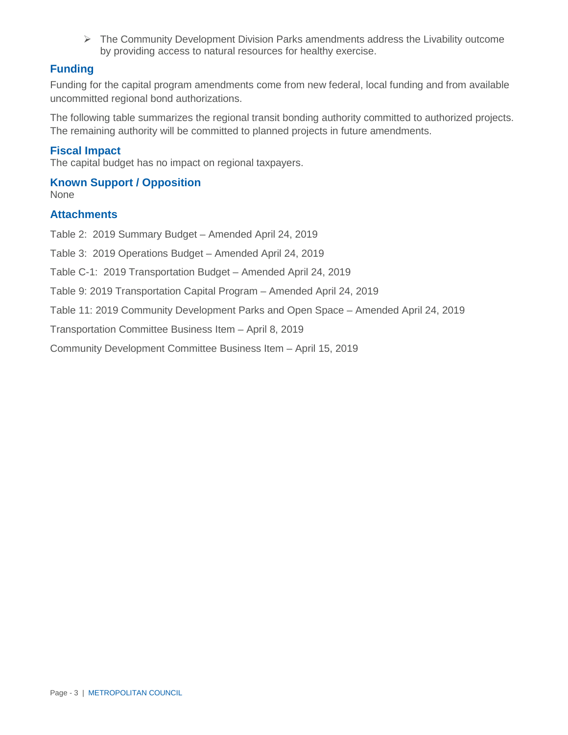- The Community Development Division Parks amendments address the Livability outcome by providing access to natural resources for healthy exercise.

## Funding

Funding for the capital program amendments come from new federal, local funding and from available uncommitted regional bond authorizations.

The following table summarizes the regional transit bonding authority committed to authorized projects. The remaining authority will be committed to planned projects in future amendments.

## Fiscal Impact

The capital budget has no impact on regional taxpayers.

## Known Support / Opposition

None

## Attachments

Table 2: 2019 Summary Budget – Amended April 24, 2019

Table 3: 2019 Operations Budget – Amended April 24, 2019

Table C-1: 2019 Transportation Budget – Amended April 24, 2019

Table 9: 2019 Transportation Capital Program – Amended April 24, 2019

Table 11: 2019 Community Development Parks and Open Space – Amended April 24, 2019

Transportation Committee Business Item – April 8, 2019

Community Development Committee Business Item – April 15, 2019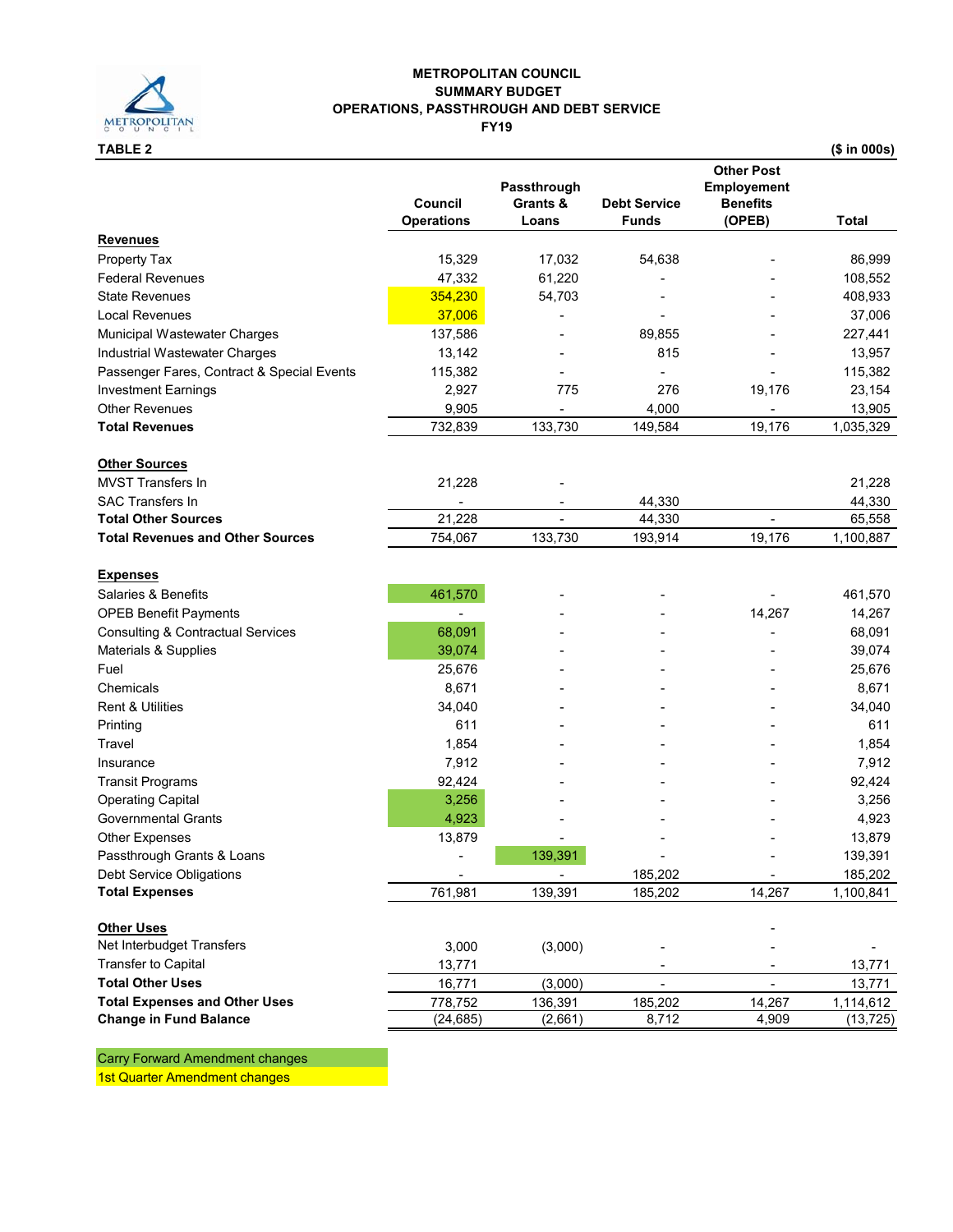**METROPOLITAN COUNCIL**
**SUMMARY BUDGET**
**OPERATIONS, PASSTHROUGH AND DEBT SERVICE**
**FY19**

**TABLE 2** **($ in 000s)**

| | Council Operations | Passthrough Grants & Loans | Debt Service Funds | Other Post Employement Benefits (OPEB) | Total |
|---|---|---|---|---|---|
| **Revenues** | | | | | |
| Property Tax | 15,329 | 17,032 | 54,638 | - | 86,999 |
| Federal Revenues | 47,332 | 61,220 | - | - | 108,552 |
| State Revenues | 354,230 | 54,703 | - | - | 408,933 |
| Local Revenues | 37,006 | - | - | - | 37,006 |
| Municipal Wastewater Charges | 137,586 | - | 89,855 | - | 227,441 |
| Industrial Wastewater Charges | 13,142 | - | 815 | - | 13,957 |
| Passenger Fares, Contract & Special Events | 115,382 | - | - | - | 115,382 |
| Investment Earnings | 2,927 | 775 | 276 | 19,176 | 23,154 |
| Other Revenues | 9,905 | - | 4,000 | - | 13,905 |
| **Total Revenues** | 732,839 | 133,730 | 149,584 | 19,176 | 1,035,329 |
| **Other Sources** | | | | | |
| MVST Transfers In | 21,228 | - | | | 21,228 |
| SAC Transfers In | - | - | 44,330 | | 44,330 |
| **Total Other Sources** | 21,228 | - | 44,330 | - | 65,558 |
| **Total Revenues and Other Sources** | 754,067 | 133,730 | 193,914 | 19,176 | 1,100,887 |
| **Expenses** | | | | | |
| Salaries & Benefits | 461,570 | - | - | - | 461,570 |
| OPEB Benefit Payments | - | - | - | 14,267 | 14,267 |
| Consulting & Contractual Services | 68,091 | - | - | - | 68,091 |
| Materials & Supplies | 39,074 | - | - | - | 39,074 |
| Fuel | 25,676 | - | - | - | 25,676 |
| Chemicals | 8,671 | - | - | - | 8,671 |
| Rent & Utilities | 34,040 | - | - | - | 34,040 |
| Printing | 611 | - | - | - | 611 |
| Travel | 1,854 | - | - | - | 1,854 |
| Insurance | 7,912 | - | - | - | 7,912 |
| Transit Programs | 92,424 | - | - | - | 92,424 |
| Operating Capital | 3,256 | - | - | - | 3,256 |
| Governmental Grants | 4,923 | - | - | - | 4,923 |
| Other Expenses | 13,879 | - | - | - | 13,879 |
| Passthrough Grants & Loans | - | 139,391 | - | - | 139,391 |
| Debt Service Obligations | - | - | 185,202 | - | 185,202 |
| **Total Expenses** | 761,981 | 139,391 | 185,202 | 14,267 | 1,100,841 |
| **Other Uses** | | | | - | |
| Net Interbudget Transfers | 3,000 | (3,000) | - | - | - |
| Transfer to Capital | 13,771 | | - | - | 13,771 |
| **Total Other Uses** | 16,771 | (3,000) | - | - | 13,771 |
| **Total Expenses and Other Uses** | 778,752 | 136,391 | 185,202 | 14,267 | 1,114,612 |
| **Change in Fund Balance** | (24,685) | (2,661) | 8,712 | 4,909 | (13,725) |

Carry Forward Amendment changes

1st Quarter Amendment changes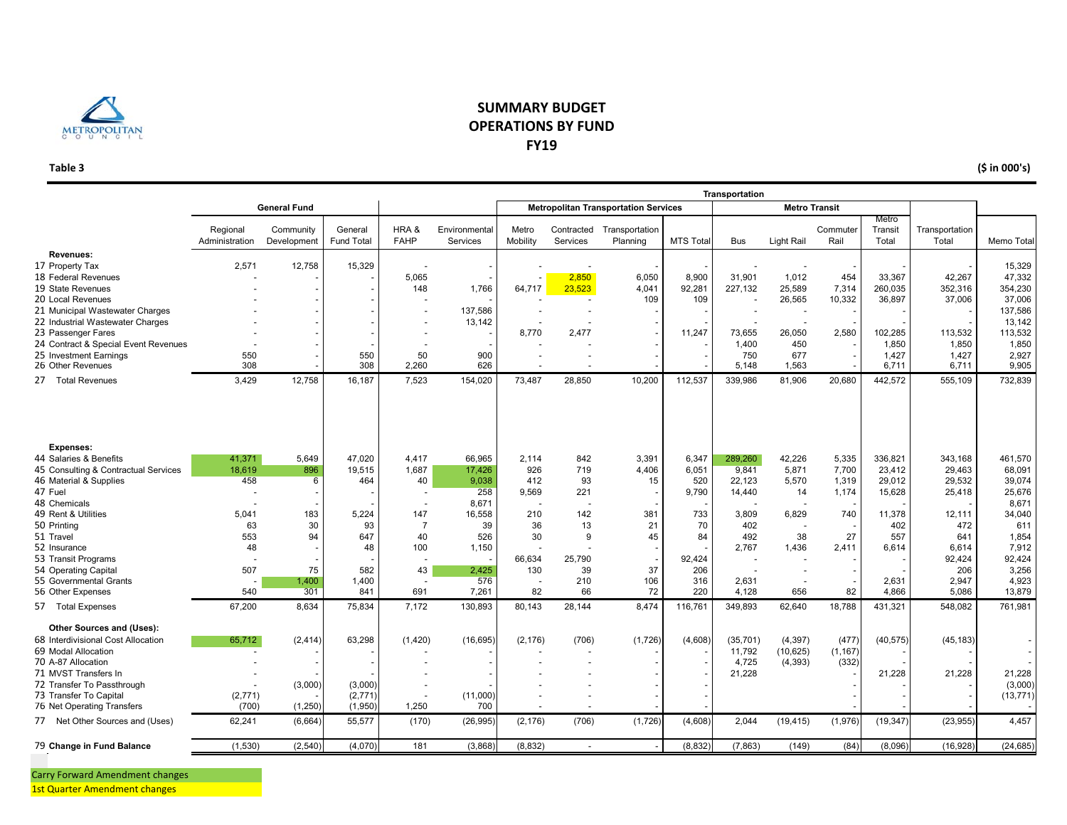# SUMMARY BUDGET
## OPERATIONS BY FUND
## FY19

**Table 3** **($ in 000's)**

| | General Fund | | | | | Transportation | | | | | | | | | | |
|---|---|---|---|---|---|---|---|---|---|---|---|---|---|---|---|---|
| | | | | | | Metropolitan Transportation Services | | | | Metro Transit | | | | | | |
| | Regional Administration | Community Development | General Fund Total | HRA & FAHP | Environmental Services | Metro Mobility | Contracted Services | Transportation Planning | MTS Total | Bus | Light Rail | Commuter Rail | Metro Transit Total | Transportation Total | Memo Total |
| **Revenues:** | | | | | | | | | | | | | | | |
| 17 Property Tax | 2,571 | 12,758 | 15,329 | - | - | - | - | - | - | - | - | - | - | - | 15,329 |
| 18 Federal Revenues | - | - | - | 5,065 | - | - | 2,850 | 6,050 | 8,900 | 31,901 | 1,012 | 454 | 33,367 | 42,267 | 47,332 |
| 19 State Revenues | - | - | - | 148 | 1,766 | 64,717 | 23,523 | 4,041 | 92,281 | 227,132 | 25,589 | 7,314 | 260,035 | 352,316 | 354,230 |
| 20 Local Revenues | - | - | - | - | - | - | - | 109 | 109 | - | 26,565 | 10,332 | 36,897 | 37,006 | 37,006 |
| 21 Municipal Wastewater Charges | - | - | - | - | 137,586 | - | - | - | - | - | - | - | - | - | 137,586 |
| 22 Industrial Wastewater Charges | - | - | - | - | 13,142 | - | - | - | - | - | - | - | - | - | 13,142 |
| 23 Passenger Fares | - | - | - | - | - | 8,770 | 2,477 | - | 11,247 | 73,655 | 26,050 | 2,580 | 102,285 | 113,532 | 113,532 |
| 24 Contract & Special Event Revenues | - | - | - | - | - | - | - | - | - | 1,400 | 450 | - | 1,850 | 1,850 | 1,850 |
| 25 Investment Earnings | 550 | - | 550 | 50 | 900 | - | - | - | - | 750 | 677 | - | 1,427 | 1,427 | 2,927 |
| 26 Other Revenues | 308 | - | 308 | 2,260 | 626 | - | - | - | - | 5,148 | 1,563 | - | 6,711 | 6,711 | 9,905 |
| 27 Total Revenues | 3,429 | 12,758 | 16,187 | 7,523 | 154,020 | 73,487 | 28,850 | 10,200 | 112,537 | 339,986 | 81,906 | 20,680 | 442,572 | 555,109 | 732,839 |
| **Expenses:** | | | | | | | | | | | | | | | |
| 44 Salaries & Benefits | 41,371 | 5,649 | 47,020 | 4,417 | 66,965 | 2,114 | 842 | 3,391 | 6,347 | 289,260 | 42,226 | 5,335 | 336,821 | 343,168 | 461,570 |
| 45 Consulting & Contractual Services | 18,619 | 896 | 19,515 | 1,687 | 17,426 | 926 | 719 | 4,406 | 6,051 | 9,841 | 5,871 | 7,700 | 23,412 | 29,463 | 68,091 |
| 46 Material & Supplies | 458 | 6 | 464 | 40 | 9,038 | 412 | 93 | 15 | 520 | 22,123 | 5,570 | 1,319 | 29,012 | 29,532 | 39,074 |
| 47 Fuel | - | - | - | - | 258 | 9,569 | 221 | - | 9,790 | 14,440 | 14 | 1,174 | 15,628 | 25,418 | 25,676 |
| 48 Chemicals | - | - | - | - | 8,671 | - | - | - | - | - | - | - | - | - | 8,671 |
| 49 Rent & Utilities | 5,041 | 183 | 5,224 | 147 | 16,558 | 210 | 142 | 381 | 733 | 3,809 | 6,829 | 740 | 11,378 | 12,111 | 34,040 |
| 50 Printing | 63 | 30 | 93 | 7 | 39 | 36 | 13 | 21 | 70 | 402 | - | - | 402 | 472 | 611 |
| 51 Travel | 553 | 94 | 647 | 40 | 526 | 30 | 9 | 45 | 84 | 492 | 38 | 27 | 557 | 641 | 1,854 |
| 52 Insurance | 48 | - | 48 | 100 | 1,150 | - | - | - | - | 2,767 | 1,436 | 2,411 | 6,614 | 6,614 | 7,912 |
| 53 Transit Programs | - | - | - | - | - | 66,634 | 25,790 | - | 92,424 | - | - | - | - | 92,424 | 92,424 |
| 54 Operating Capital | 507 | 75 | 582 | 43 | 2,425 | 130 | 39 | 37 | 206 | - | - | - | - | 206 | 3,256 |
| 55 Governmental Grants | - | 1,400 | 1,400 | - | 576 | - | 210 | 106 | 316 | 2,631 | - | - | 2,631 | 2,947 | 4,923 |
| 56 Other Expenses | 540 | 301 | 841 | 691 | 7,261 | 82 | 66 | 72 | 220 | 4,128 | 656 | 82 | 4,866 | 5,086 | 13,879 |
| 57 Total Expenses | 67,200 | 8,634 | 75,834 | 7,172 | 130,893 | 80,143 | 28,144 | 8,474 | 116,761 | 349,893 | 62,640 | 18,788 | 431,321 | 548,082 | 761,981 |
| **Other Sources and (Uses):** | | | | | | | | | | | | | | | |
| 68 Interdivisional Cost Allocation | 65,712 | (2,414) | 63,298 | (1,420) | (16,695) | (2,176) | (706) | (1,726) | (4,608) | (35,701) | (4,397) | (477) | (40,575) | (45,183) | - |
| 69 Modal Allocation | - | - | - | - | - | - | - | - | - | 11,792 | (10,625) | (1,167) | - | - | - |
| 70 A-87 Allocation | - | - | - | - | - | - | - | - | - | 4,725 | (4,393) | (332) | - | - | - |
| 71 MVST Transfers In | - | - | - | - | - | - | - | - | - | 21,228 | | - | 21,228 | 21,228 | 21,228 |
| 72 Transfer To Passthrough | - | (3,000) | (3,000) | - | - | - | - | - | - | | | - | - | - | (3,000) |
| 73 Transfer To Capital | (2,771) | - | (2,771) | - | (11,000) | - | - | - | - | | | - | - | - | (13,771) |
| 76 Net Operating Transfers | (700) | (1,250) | (1,950) | 1,250 | 700 | - | - | - | - | | | - | - | - | - |
| 77 Net Other Sources and (Uses) | 62,241 | (6,664) | 55,577 | (170) | (26,995) | (2,176) | (706) | (1,726) | (4,608) | 2,044 | (19,415) | (1,976) | (19,347) | (23,955) | 4,457 |
| **79 Change in Fund Balance** | (1,530) | (2,540) | (4,070) | 181 | (3,868) | (8,832) | - | - | (8,832) | (7,863) | (149) | (84) | (8,096) | (16,928) | (24,685) |

Carry Forward Amendment changes

1st Quarter Amendment changes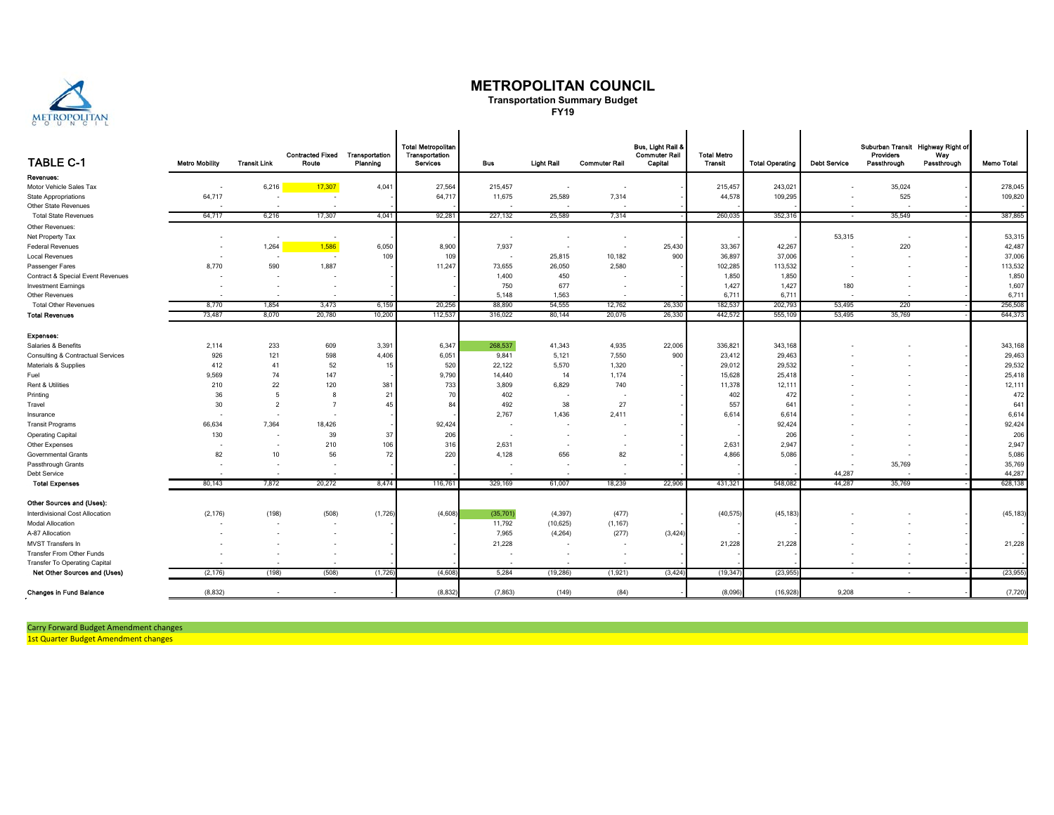# METROPOLITAN COUNCIL

**Transportation Summary Budget**

**FY19**

| TABLE C-1 | Metro Mobility | Transit Link | Contracted Fixed Route | Transportation Planning | Total Metropolitan Transportation Services | Bus | Light Rail | Commuter Rail | Bus, Light Rail & Commuter Rail Capital | Total Metro Transit | Total Operating | Debt Service | Suburban Transit Providers Passthrough | Highway Right of Way Passthrough | Memo Total |
|---|---|---|---|---|---|---|---|---|---|---|---|---|---|---|---|
| **Revenues:** | | | | | | | | | | | | | | | |
| Motor Vehicle Sales Tax | - | 6,216 | 17,307 | 4,041 | 27,564 | 215,457 | - | - | - | 215,457 | 243,021 | - | 35,024 | - | 278,045 |
| State Appropriations | 64,717 | - | - | - | 64,717 | 11,675 | 25,589 | 7,314 | - | 44,578 | 109,295 | - | 525 | - | 109,820 |
| Other State Revenues | - | - | - | - | - | - | - | - | - | - | - | - | - | - | - |
| Total State Revenues | 64,717 | 6,216 | 17,307 | 4,041 | 92,281 | 227,132 | 25,589 | 7,314 | - | 260,035 | 352,316 | - | 35,549 | - | 387,865 |
| Other Revenues: | | | | | | | | | | | | | | | |
| Net Property Tax | - | - | - | - | - | - | - | - | - | - | - | 53,315 | - | - | 53,315 |
| Federal Revenues | - | 1,264 | 1,586 | 6,050 | 8,900 | 7,937 | - | - | 25,430 | 33,367 | 42,267 | - | 220 | - | 42,487 |
| Local Revenues | - | - | - | 109 | 109 | - | 25,815 | 10,182 | 900 | 36,897 | 37,006 | - | - | - | 37,006 |
| Passenger Fares | 8,770 | 590 | 1,887 | - | 11,247 | 73,655 | 26,050 | 2,580 | - | 102,285 | 113,532 | - | - | - | 113,532 |
| Contract & Special Event Revenues | - | - | - | - | - | 1,400 | 450 | - | - | 1,850 | 1,850 | - | - | - | 1,850 |
| Investment Earnings | - | - | - | - | - | 750 | 677 | - | - | 1,427 | 1,427 | 180 | - | - | 1,607 |
| Other Revenues | - | - | - | - | - | 5,148 | 1,563 | - | - | 6,711 | 6,711 | - | - | - | 6,711 |
| Total Other Revenues | 8,770 | 1,854 | 3,473 | 6,159 | 20,256 | 88,890 | 54,555 | 12,762 | 26,330 | 182,537 | 202,793 | 53,495 | 220 | - | 256,508 |
| **Total Revenues** | 73,487 | 8,070 | 20,780 | 10,200 | 112,537 | 316,022 | 80,144 | 20,076 | 26,330 | 442,572 | 555,109 | 53,495 | 35,769 | - | 644,373 |
| **Expenses:** | | | | | | | | | | | | | | | |
| Salaries & Benefits | 2,114 | 233 | 609 | 3,391 | 6,347 | 268,537 | 41,343 | 4,935 | 22,006 | 336,821 | 343,168 | - | - | - | 343,168 |
| Consulting & Contractual Services | 926 | 121 | 598 | 4,406 | 6,051 | 9,841 | 5,121 | 7,550 | 900 | 23,412 | 29,463 | - | - | - | 29,463 |
| Materials & Supplies | 412 | 41 | 52 | 15 | 520 | 22,122 | 5,570 | 1,320 | - | 29,012 | 29,532 | - | - | - | 29,532 |
| Fuel | 9,569 | 74 | 147 | - | 9,790 | 14,440 | 14 | 1,174 | - | 15,628 | 25,418 | - | - | - | 25,418 |
| Rent & Utilities | 210 | 22 | 120 | 381 | 733 | 3,809 | 6,829 | 740 | - | 11,378 | 12,111 | - | - | - | 12,111 |
| Printing | 36 | 5 | 8 | 21 | 70 | 402 | - | - | - | 402 | 472 | - | - | - | 472 |
| Travel | 30 | 2 | 7 | 45 | 84 | 492 | 38 | 27 | - | 557 | 641 | - | - | - | 641 |
| Insurance | - | - | - | - | - | 2,767 | 1,436 | 2,411 | - | 6,614 | 6,614 | - | - | - | 6,614 |
| Transit Programs | 66,634 | 7,364 | 18,426 | - | 92,424 | - | - | - | - | - | 92,424 | - | - | - | 92,424 |
| Operating Capital | 130 | - | 39 | 37 | 206 | - | - | - | - | - | 206 | - | - | - | 206 |
| Other Expenses | - | - | 210 | 106 | 316 | 2,631 | - | - | - | 2,631 | 2,947 | - | - | - | 2,947 |
| Governmental Grants | 82 | 10 | 56 | 72 | 220 | 4,128 | 656 | 82 | - | 4,866 | 5,086 | - | - | - | 5,086 |
| Passthrough Grants | - | - | - | - | - | - | - | - | - | - | - | - | 35,769 | - | 35,769 |
| Debt Service | - | - | - | - | - | - | - | - | - | - | - | 44,287 | - | - | 44,287 |
| **Total Expenses** | 80,143 | 7,872 | 20,272 | 8,474 | 116,761 | 329,169 | 61,007 | 18,239 | 22,906 | 431,321 | 548,082 | 44,287 | 35,769 | - | 628,138 |
| **Other Sources and (Uses):** | | | | | | | | | | | | | | | |
| Interdivisional Cost Allocation | (2,176) | (198) | (508) | (1,726) | (4,608) | (35,701) | (4,397) | (477) | - | (40,575) | (45,183) | - | - | - | (45,183) |
| Modal Allocation | - | - | - | - | - | 11,792 | (10,625) | (1,167) | - | - | - | - | - | - | - |
| A-87 Allocation | - | - | - | - | - | 7,965 | (4,264) | (277) | (3,424) | - | - | - | - | - | - |
| MVST Transfers In | - | - | - | - | - | 21,228 | - | - | - | 21,228 | 21,228 | - | - | - | 21,228 |
| Transfer From Other Funds | - | - | - | - | - | - | - | - | - | - | - | - | - | - | - |
| Transfer To Operating Capital | - | - | - | - | - | - | - | - | - | - | - | - | - | - | - |
| **Net Other Sources and (Uses)** | (2,176) | (198) | (508) | (1,726) | (4,608) | 5,284 | (19,286) | (1,921) | (3,424) | (19,347) | (23,955) | - | - | - | (23,955) |
| **Changes in Fund Balance** | (8,832) | - | - | - | (8,832) | (7,863) | (149) | (84) | - | (8,096) | (16,928) | 9,208 | - | - | (7,720) |

Carry Forward Budget Amendment changes

1st Quarter Budget Amendment changes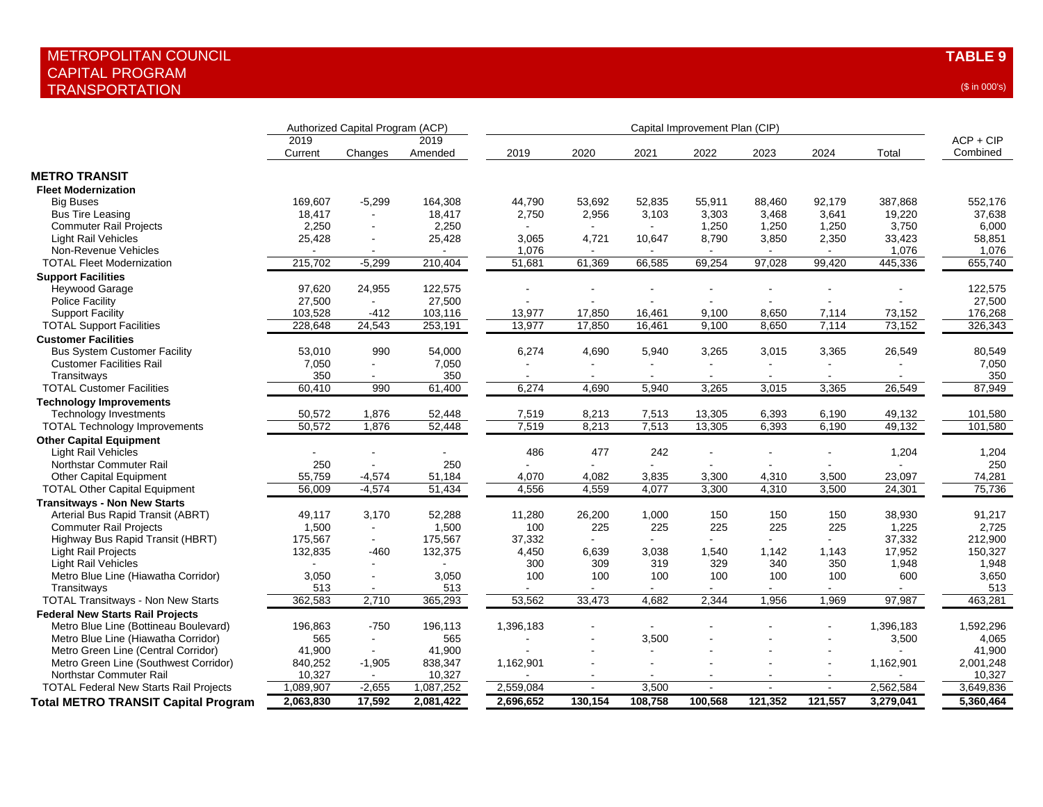# METROPOLITAN COUNCIL
## CAPITAL PROGRAM
## TRANSPORTATION

**TABLE 9**

($ in 000's)

| | Authorized Capital Program (ACP) | | | Capital Improvement Plan (CIP) | | | | | | | |
|---|---|---|---|---|---|---|---|---|---|---|---|
| | 2019 Current | Changes | 2019 Amended | 2019 | 2020 | 2021 | 2022 | 2023 | 2024 | Total | ACP + CIP Combined |
| **METRO TRANSIT** | | | | | | | | | | | |
| **Fleet Modernization** | | | | | | | | | | | |
| Big Buses | 169,607 | -5,299 | 164,308 | 44,790 | 53,692 | 52,835 | 55,911 | 88,460 | 92,179 | 387,868 | 552,176 |
| Bus Tire Leasing | 18,417 | - | 18,417 | 2,750 | 2,956 | 3,103 | 3,303 | 3,468 | 3,641 | 19,220 | 37,638 |
| Commuter Rail Projects | 2,250 | - | 2,250 | - | - | - | 1,250 | 1,250 | 1,250 | 3,750 | 6,000 |
| Light Rail Vehicles | 25,428 | - | 25,428 | 3,065 | 4,721 | 10,647 | 8,790 | 3,850 | 2,350 | 33,423 | 58,851 |
| Non-Revenue Vehicles | - | - | - | 1,076 | - | - | - | - | - | 1,076 | 1,076 |
| TOTAL Fleet Modernization | 215,702 | -5,299 | 210,404 | 51,681 | 61,369 | 66,585 | 69,254 | 97,028 | 99,420 | 445,336 | 655,740 |
| **Support Facilities** | | | | | | | | | | | |
| Heywood Garage | 97,620 | 24,955 | 122,575 | - | - | - | - | - | - | - | 122,575 |
| Police Facility | 27,500 | - | 27,500 | - | - | - | - | - | - | - | 27,500 |
| Support Facility | 103,528 | -412 | 103,116 | 13,977 | 17,850 | 16,461 | 9,100 | 8,650 | 7,114 | 73,152 | 176,268 |
| TOTAL Support Facilities | 228,648 | 24,543 | 253,191 | 13,977 | 17,850 | 16,461 | 9,100 | 8,650 | 7,114 | 73,152 | 326,343 |
| **Customer Facilities** | | | | | | | | | | | |
| Bus System Customer Facility | 53,010 | 990 | 54,000 | 6,274 | 4,690 | 5,940 | 3,265 | 3,015 | 3,365 | 26,549 | 80,549 |
| Customer Facilities Rail | 7,050 | - | 7,050 | - | - | - | - | - | - | - | 7,050 |
| Transitways | 350 | - | 350 | - | - | - | - | - | - | - | 350 |
| TOTAL Customer Facilities | 60,410 | 990 | 61,400 | 6,274 | 4,690 | 5,940 | 3,265 | 3,015 | 3,365 | 26,549 | 87,949 |
| **Technology Improvements** | | | | | | | | | | | |
| Technology Investments | 50,572 | 1,876 | 52,448 | 7,519 | 8,213 | 7,513 | 13,305 | 6,393 | 6,190 | 49,132 | 101,580 |
| TOTAL Technology Improvements | 50,572 | 1,876 | 52,448 | 7,519 | 8,213 | 7,513 | 13,305 | 6,393 | 6,190 | 49,132 | 101,580 |
| **Other Capital Equipment** | | | | | | | | | | | |
| Light Rail Vehicles | - | - | - | 486 | 477 | 242 | - | - | - | 1,204 | 1,204 |
| Northstar Commuter Rail | 250 | - | 250 | - | - | - | - | - | - | - | 250 |
| Other Capital Equipment | 55,759 | -4,574 | 51,184 | 4,070 | 4,082 | 3,835 | 3,300 | 4,310 | 3,500 | 23,097 | 74,281 |
| TOTAL Other Capital Equipment | 56,009 | -4,574 | 51,434 | 4,556 | 4,559 | 4,077 | 3,300 | 4,310 | 3,500 | 24,301 | 75,736 |
| **Transitways - Non New Starts** | | | | | | | | | | | |
| Arterial Bus Rapid Transit (ABRT) | 49,117 | 3,170 | 52,288 | 11,280 | 26,200 | 1,000 | 150 | 150 | 150 | 38,930 | 91,217 |
| Commuter Rail Projects | 1,500 | - | 1,500 | 100 | 225 | 225 | 225 | 225 | 225 | 1,225 | 2,725 |
| Highway Bus Rapid Transit (HBRT) | 175,567 | - | 175,567 | 37,332 | - | - | - | - | - | 37,332 | 212,900 |
| Light Rail Projects | 132,835 | -460 | 132,375 | 4,450 | 6,639 | 3,038 | 1,540 | 1,142 | 1,143 | 17,952 | 150,327 |
| Light Rail Vehicles | - | - | - | 300 | 309 | 319 | 329 | 340 | 350 | 1,948 | 1,948 |
| Metro Blue Line (Hiawatha Corridor) | 3,050 | - | 3,050 | 100 | 100 | 100 | 100 | 100 | 100 | 600 | 3,650 |
| Transitways | 513 | - | 513 | - | - | - | - | - | - | - | 513 |
| TOTAL Transitways - Non New Starts | 362,583 | 2,710 | 365,293 | 53,562 | 33,473 | 4,682 | 2,344 | 1,956 | 1,969 | 97,987 | 463,281 |
| **Federal New Starts Rail Projects** | | | | | | | | | | | |
| Metro Blue Line (Bottineau Boulevard) | 196,863 | -750 | 196,113 | 1,396,183 | - | - | - | - | - | 1,396,183 | 1,592,296 |
| Metro Blue Line (Hiawatha Corridor) | 565 | - | 565 | - | - | 3,500 | - | - | - | 3,500 | 4,065 |
| Metro Green Line (Central Corridor) | 41,900 | - | 41,900 | - | - | - | - | - | - | - | 41,900 |
| Metro Green Line (Southwest Corridor) | 840,252 | -1,905 | 838,347 | 1,162,901 | - | - | - | - | - | 1,162,901 | 2,001,248 |
| Northstar Commuter Rail | 10,327 | - | 10,327 | - | - | - | - | - | - | - | 10,327 |
| TOTAL Federal New Starts Rail Projects | 1,089,907 | -2,655 | 1,087,252 | 2,559,084 | - | 3,500 | - | - | - | 2,562,584 | 3,649,836 |
| **Total METRO TRANSIT Capital Program** | **2,063,830** | **17,592** | **2,081,422** | **2,696,652** | **130,154** | **108,758** | **100,568** | **121,352** | **121,557** | **3,279,041** | **5,360,464** |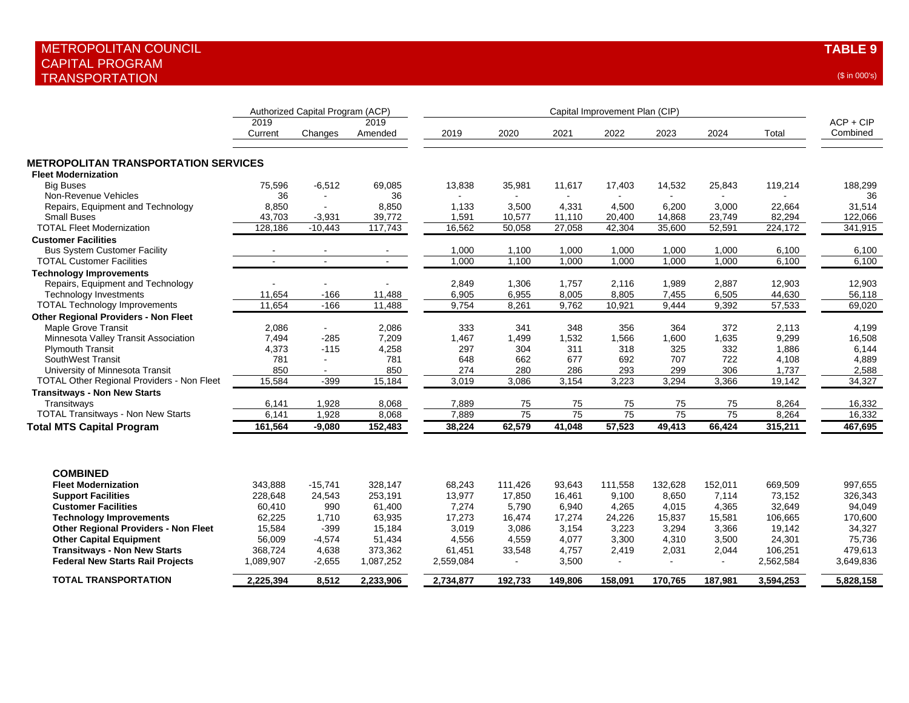# METROPOLITAN COUNCIL
## CAPITAL PROGRAM
## TRANSPORTATION

**TABLE 9**

($ in 000's)

| | Authorized Capital Program (ACP) | | | Capital Improvement Plan (CIP) | | | | | | | |
|---|---|---|---|---|---|---|---|---|---|---|---|
| | 2019 Current | Changes | 2019 Amended | 2019 | 2020 | 2021 | 2022 | 2023 | 2024 | Total | ACP + CIP Combined |
| **METROPOLITAN TRANSPORTATION SERVICES** | | | | | | | | | | | |
| **Fleet Modernization** | | | | | | | | | | | |
| Big Buses | 75,596 | -6,512 | 69,085 | 13,838 | 35,981 | 11,617 | 17,403 | 14,532 | 25,843 | 119,214 | 188,299 |
| Non-Revenue Vehicles | 36 | - | 36 | - | - | - | - | - | - | - | 36 |
| Repairs, Equipment and Technology | 8,850 | - | 8,850 | 1,133 | 3,500 | 4,331 | 4,500 | 6,200 | 3,000 | 22,664 | 31,514 |
| Small Buses | 43,703 | -3,931 | 39,772 | 1,591 | 10,577 | 11,110 | 20,400 | 14,868 | 23,749 | 82,294 | 122,066 |
| TOTAL Fleet Modernization | 128,186 | -10,443 | 117,743 | 16,562 | 50,058 | 27,058 | 42,304 | 35,600 | 52,591 | 224,172 | 341,915 |
| **Customer Facilities** | | | | | | | | | | | |
| Bus System Customer Facility | - | - | - | 1,000 | 1,100 | 1,000 | 1,000 | 1,000 | 1,000 | 6,100 | 6,100 |
| TOTAL Customer Facilities | - | - | - | 1,000 | 1,100 | 1,000 | 1,000 | 1,000 | 1,000 | 6,100 | 6,100 |
| **Technology Improvements** | | | | | | | | | | | |
| Repairs, Equipment and Technology | - | - | - | 2,849 | 1,306 | 1,757 | 2,116 | 1,989 | 2,887 | 12,903 | 12,903 |
| Technology Investments | 11,654 | -166 | 11,488 | 6,905 | 6,955 | 8,005 | 8,805 | 7,455 | 6,505 | 44,630 | 56,118 |
| TOTAL Technology Improvements | 11,654 | -166 | 11,488 | 9,754 | 8,261 | 9,762 | 10,921 | 9,444 | 9,392 | 57,533 | 69,020 |
| **Other Regional Providers - Non Fleet** | | | | | | | | | | | |
| Maple Grove Transit | 2,086 | - | 2,086 | 333 | 341 | 348 | 356 | 364 | 372 | 2,113 | 4,199 |
| Minnesota Valley Transit Association | 7,494 | -285 | 7,209 | 1,467 | 1,499 | 1,532 | 1,566 | 1,600 | 1,635 | 9,299 | 16,508 |
| Plymouth Transit | 4,373 | -115 | 4,258 | 297 | 304 | 311 | 318 | 325 | 332 | 1,886 | 6,144 |
| SouthWest Transit | 781 | - | 781 | 648 | 662 | 677 | 692 | 707 | 722 | 4,108 | 4,889 |
| University of Minnesota Transit | 850 | - | 850 | 274 | 280 | 286 | 293 | 299 | 306 | 1,737 | 2,588 |
| TOTAL Other Regional Providers - Non Fleet | 15,584 | -399 | 15,184 | 3,019 | 3,086 | 3,154 | 3,223 | 3,294 | 3,366 | 19,142 | 34,327 |
| **Transitways - Non New Starts** | | | | | | | | | | | |
| Transitways | 6,141 | 1,928 | 8,068 | 7,889 | 75 | 75 | 75 | 75 | 75 | 8,264 | 16,332 |
| TOTAL Transitways - Non New Starts | 6,141 | 1,928 | 8,068 | 7,889 | 75 | 75 | 75 | 75 | 75 | 8,264 | 16,332 |
| **Total MTS Capital Program** | **161,564** | **-9,080** | **152,483** | **38,224** | **62,579** | **41,048** | **57,523** | **49,413** | **66,424** | **315,211** | **467,695** |
| | | | | | | | | | | | |
| **COMBINED** | | | | | | | | | | | |
| **Fleet Modernization** | 343,888 | -15,741 | 328,147 | 68,243 | 111,426 | 93,643 | 111,558 | 132,628 | 152,011 | 669,509 | 997,655 |
| **Support Facilities** | 228,648 | 24,543 | 253,191 | 13,977 | 17,850 | 16,461 | 9,100 | 8,650 | 7,114 | 73,152 | 326,343 |
| **Customer Facilities** | 60,410 | 990 | 61,400 | 7,274 | 5,790 | 6,940 | 4,265 | 4,015 | 4,365 | 32,649 | 94,049 |
| **Technology Improvements** | 62,225 | 1,710 | 63,935 | 17,273 | 16,474 | 17,274 | 24,226 | 15,837 | 15,581 | 106,665 | 170,600 |
| **Other Regional Providers - Non Fleet** | 15,584 | -399 | 15,184 | 3,019 | 3,086 | 3,154 | 3,223 | 3,294 | 3,366 | 19,142 | 34,327 |
| **Other Capital Equipment** | 56,009 | -4,574 | 51,434 | 4,556 | 4,559 | 4,077 | 3,300 | 4,310 | 3,500 | 24,301 | 75,736 |
| **Transitways - Non New Starts** | 368,724 | 4,638 | 373,362 | 61,451 | 33,548 | 4,757 | 2,419 | 2,031 | 2,044 | 106,251 | 479,613 |
| **Federal New Starts Rail Projects** | 1,089,907 | -2,655 | 1,087,252 | 2,559,084 | - | 3,500 | - | - | - | 2,562,584 | 3,649,836 |
| **TOTAL TRANSPORTATION** | **2,225,394** | **8,512** | **2,233,906** | **2,734,877** | **192,733** | **149,806** | **158,091** | **170,765** | **187,981** | **3,594,253** | **5,828,158** |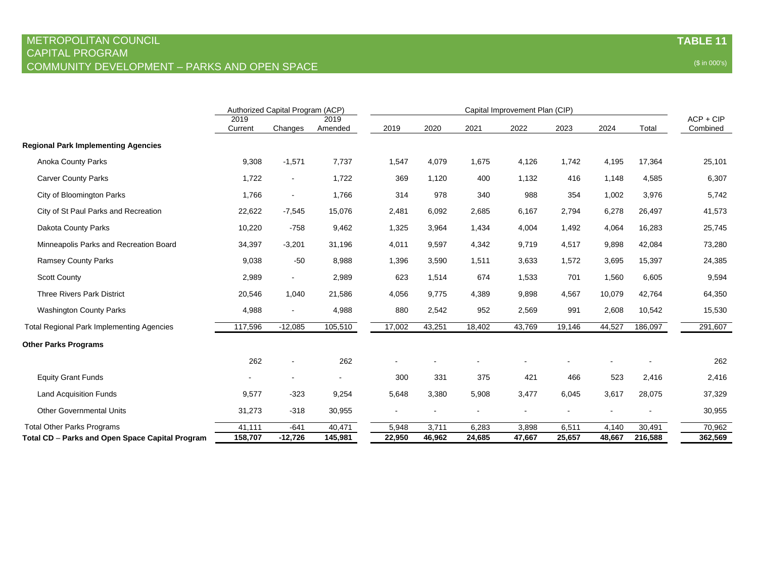# METROPOLITAN COUNCIL
## CAPITAL PROGRAM
## COMMUNITY DEVELOPMENT – PARKS AND OPEN SPACE

**TABLE 11**

($ in 000's)

| | Authorized Capital Program (ACP) | | | Capital Improvement Plan (CIP) | | | | | | | |
|---|---|---|---|---|---|---|---|---|---|---|---|
| | 2019 Current | Changes | 2019 Amended | 2019 | 2020 | 2021 | 2022 | 2023 | 2024 | Total | ACP + CIP Combined |
| **Regional Park Implementing Agencies** | | | | | | | | | | | |
| Anoka County Parks | 9,308 | -1,571 | 7,737 | 1,547 | 4,079 | 1,675 | 4,126 | 1,742 | 4,195 | 17,364 | 25,101 |
| Carver County Parks | 1,722 | - | 1,722 | 369 | 1,120 | 400 | 1,132 | 416 | 1,148 | 4,585 | 6,307 |
| City of Bloomington Parks | 1,766 | - | 1,766 | 314 | 978 | 340 | 988 | 354 | 1,002 | 3,976 | 5,742 |
| City of St Paul Parks and Recreation | 22,622 | -7,545 | 15,076 | 2,481 | 6,092 | 2,685 | 6,167 | 2,794 | 6,278 | 26,497 | 41,573 |
| Dakota County Parks | 10,220 | -758 | 9,462 | 1,325 | 3,964 | 1,434 | 4,004 | 1,492 | 4,064 | 16,283 | 25,745 |
| Minneapolis Parks and Recreation Board | 34,397 | -3,201 | 31,196 | 4,011 | 9,597 | 4,342 | 9,719 | 4,517 | 9,898 | 42,084 | 73,280 |
| Ramsey County Parks | 9,038 | -50 | 8,988 | 1,396 | 3,590 | 1,511 | 3,633 | 1,572 | 3,695 | 15,397 | 24,385 |
| Scott County | 2,989 | - | 2,989 | 623 | 1,514 | 674 | 1,533 | 701 | 1,560 | 6,605 | 9,594 |
| Three Rivers Park District | 20,546 | 1,040 | 21,586 | 4,056 | 9,775 | 4,389 | 9,898 | 4,567 | 10,079 | 42,764 | 64,350 |
| Washington County Parks | 4,988 | - | 4,988 | 880 | 2,542 | 952 | 2,569 | 991 | 2,608 | 10,542 | 15,530 |
| Total Regional Park Implementing Agencies | 117,596 | -12,085 | 105,510 | 17,002 | 43,251 | 18,402 | 43,769 | 19,146 | 44,527 | 186,097 | 291,607 |
| **Other Parks Programs** | | | | | | | | | | | |
| | 262 | - | 262 | - | - | - | - | - | - | - | 262 |
| Equity Grant Funds | - | - | - | 300 | 331 | 375 | 421 | 466 | 523 | 2,416 | 2,416 |
| Land Acquisition Funds | 9,577 | -323 | 9,254 | 5,648 | 3,380 | 5,908 | 3,477 | 6,045 | 3,617 | 28,075 | 37,329 |
| Other Governmental Units | 31,273 | -318 | 30,955 | - | - | - | - | - | - | - | 30,955 |
| Total Other Parks Programs | 41,111 | -641 | 40,471 | 5,948 | 3,711 | 6,283 | 3,898 | 6,511 | 4,140 | 30,491 | 70,962 |
| **Total CD – Parks and Open Space Capital Program** | **158,707** | **-12,726** | **145,981** | **22,950** | **46,962** | **24,685** | **47,667** | **25,657** | **48,667** | **216,588** | **362,569** |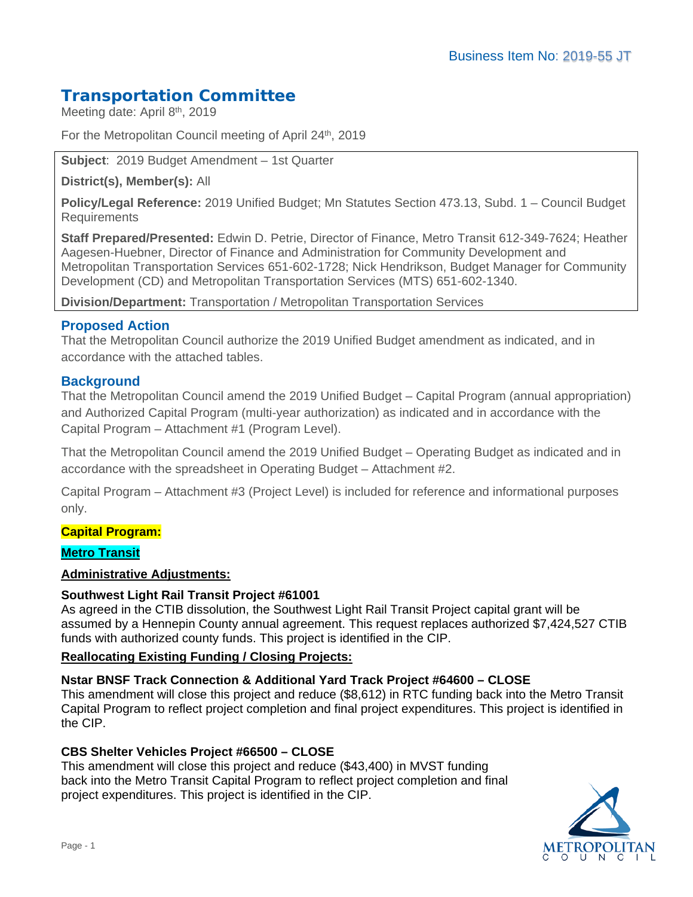Business Item No: 2019-55 JT

# Transportation Committee

Meeting date: April 8th, 2019

For the Metropolitan Council meeting of April 24th, 2019

**Subject**: 2019 Budget Amendment – 1st Quarter

**District(s), Member(s):** All

**Policy/Legal Reference:** 2019 Unified Budget; Mn Statutes Section 473.13, Subd. 1 – Council Budget Requirements

**Staff Prepared/Presented:** Edwin D. Petrie, Director of Finance, Metro Transit 612-349-7624; Heather Aagesen-Huebner, Director of Finance and Administration for Community Development and Metropolitan Transportation Services 651-602-1728; Nick Hendrikson, Budget Manager for Community Development (CD) and Metropolitan Transportation Services (MTS) 651-602-1340.

**Division/Department:** Transportation / Metropolitan Transportation Services

## Proposed Action

That the Metropolitan Council authorize the 2019 Unified Budget amendment as indicated, and in accordance with the attached tables.

## Background

That the Metropolitan Council amend the 2019 Unified Budget – Capital Program (annual appropriation) and Authorized Capital Program (multi-year authorization) as indicated and in accordance with the Capital Program – Attachment #1 (Program Level).

That the Metropolitan Council amend the 2019 Unified Budget – Operating Budget as indicated and in accordance with the spreadsheet in Operating Budget – Attachment #2.

Capital Program – Attachment #3 (Project Level) is included for reference and informational purposes only.

**Capital Program:**

**Metro Transit**

**Administrative Adjustments:**

**Southwest Light Rail Transit Project #61001**
As agreed in the CTIB dissolution, the Southwest Light Rail Transit Project capital grant will be assumed by a Hennepin County annual agreement. This request replaces authorized $7,424,527 CTIB funds with authorized county funds. This project is identified in the CIP.

**Reallocating Existing Funding / Closing Projects:**

**Nstar BNSF Track Connection & Additional Yard Track Project #64600 – CLOSE**
This amendment will close this project and reduce ($8,612) in RTC funding back into the Metro Transit Capital Program to reflect project completion and final project expenditures. This project is identified in the CIP.

**CBS Shelter Vehicles Project #66500 – CLOSE**
This amendment will close this project and reduce ($43,400) in MVST funding back into the Metro Transit Capital Program to reflect project completion and final project expenditures. This project is identified in the CIP.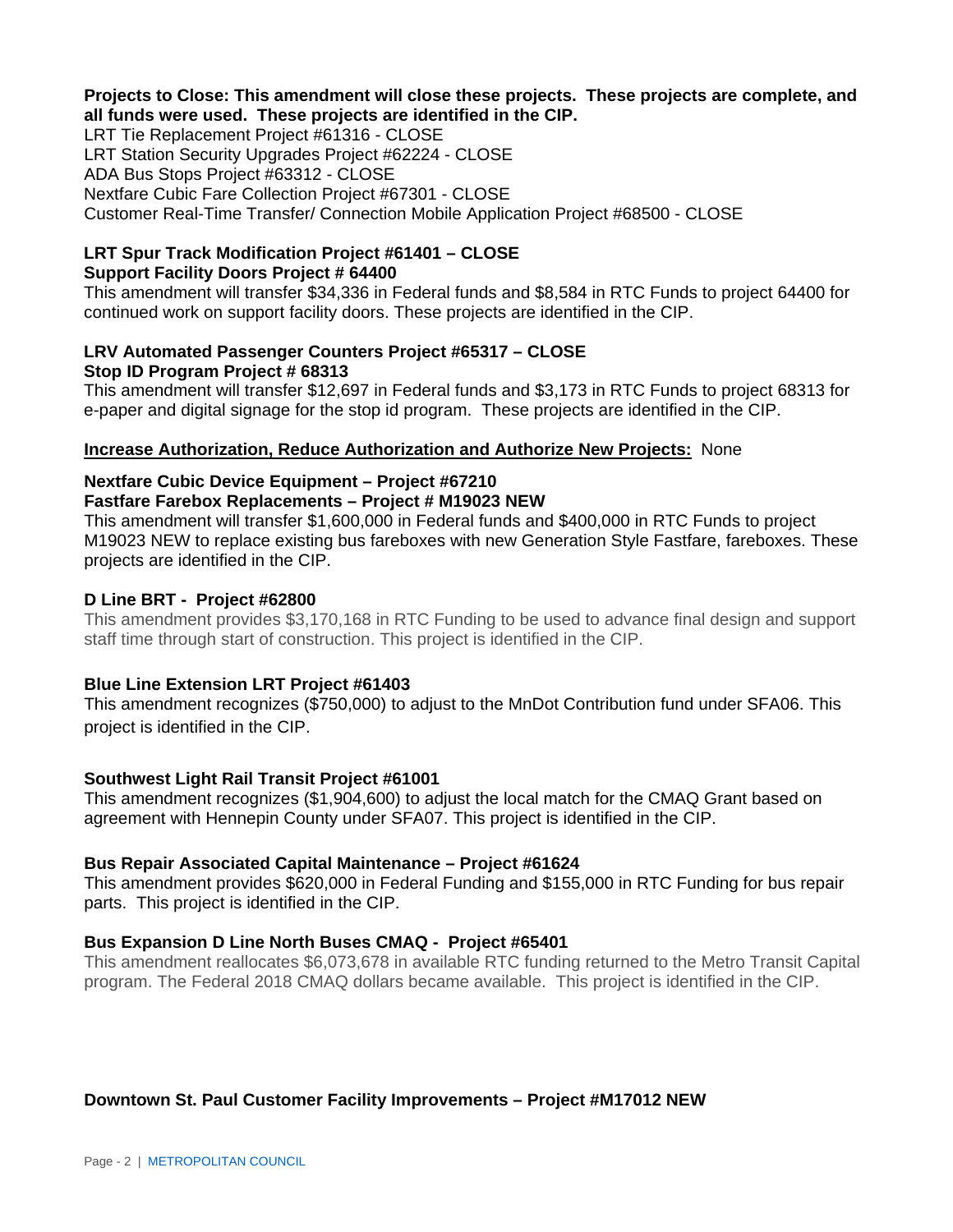**Projects to Close: This amendment will close these projects. These projects are complete, and all funds were used. These projects are identified in the CIP.**

LRT Tie Replacement Project #61316 - CLOSE
LRT Station Security Upgrades Project #62224 - CLOSE
ADA Bus Stops Project #63312 - CLOSE
Nextfare Cubic Fare Collection Project #67301 - CLOSE
Customer Real-Time Transfer/ Connection Mobile Application Project #68500 - CLOSE

**LRT Spur Track Modification Project #61401 – CLOSE**
**Support Facility Doors Project # 64400**

This amendment will transfer $34,336 in Federal funds and $8,584 in RTC Funds to project 64400 for continued work on support facility doors. These projects are identified in the CIP.

**LRV Automated Passenger Counters Project #65317 – CLOSE**
**Stop ID Program Project # 68313**

This amendment will transfer $12,697 in Federal funds and $3,173 in RTC Funds to project 68313 for e-paper and digital signage for the stop id program. These projects are identified in the CIP.

**<u>Increase Authorization, Reduce Authorization and Authorize New Projects:</u>** None

**Nextfare Cubic Device Equipment – Project #67210**
**Fastfare Farebox Replacements – Project # M19023 NEW**

This amendment will transfer $1,600,000 in Federal funds and $400,000 in RTC Funds to project M19023 NEW to replace existing bus fareboxes with new Generation Style Fastfare, fareboxes. These projects are identified in the CIP.

**D Line BRT - Project #62800**

This amendment provides $3,170,168 in RTC Funding to be used to advance final design and support staff time through start of construction. This project is identified in the CIP.

**Blue Line Extension LRT Project #61403**

This amendment recognizes ($750,000) to adjust to the MnDot Contribution fund under SFA06. This project is identified in the CIP.

**Southwest Light Rail Transit Project #61001**

This amendment recognizes ($1,904,600) to adjust the local match for the CMAQ Grant based on agreement with Hennepin County under SFA07. This project is identified in the CIP.

**Bus Repair Associated Capital Maintenance – Project #61624**

This amendment provides $620,000 in Federal Funding and $155,000 in RTC Funding for bus repair parts. This project is identified in the CIP.

**Bus Expansion D Line North Buses CMAQ - Project #65401**

This amendment reallocates $6,073,678 in available RTC funding returned to the Metro Transit Capital program. The Federal 2018 CMAQ dollars became available. This project is identified in the CIP.

**Downtown St. Paul Customer Facility Improvements – Project #M17012 NEW**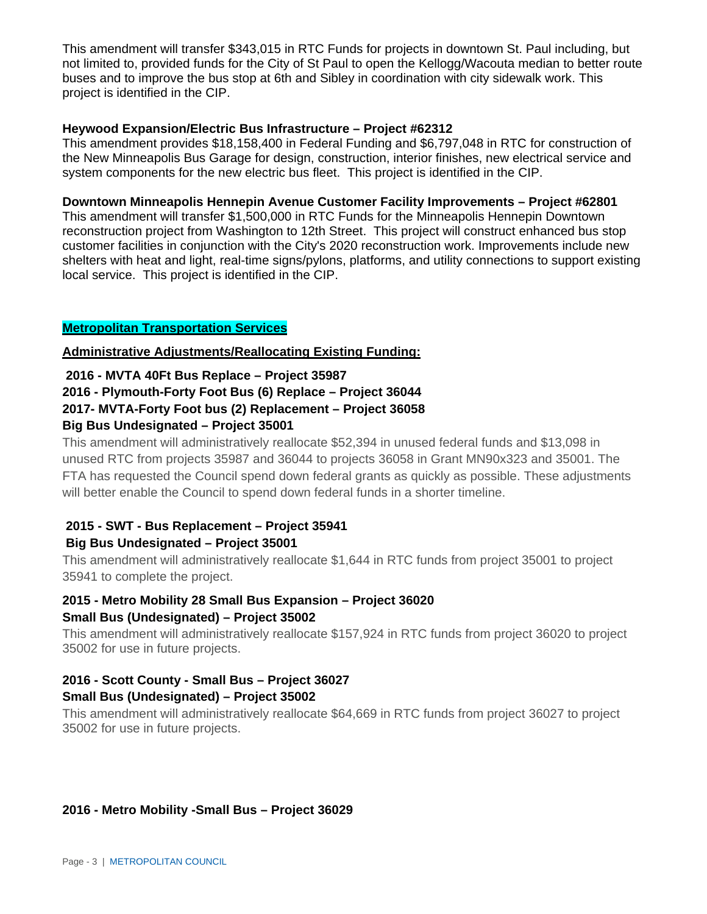This amendment will transfer $343,015 in RTC Funds for projects in downtown St. Paul including, but not limited to, provided funds for the City of St Paul to open the Kellogg/Wacouta median to better route buses and to improve the bus stop at 6th and Sibley in coordination with city sidewalk work. This project is identified in the CIP.

**Heywood Expansion/Electric Bus Infrastructure – Project #62312**
This amendment provides $18,158,400 in Federal Funding and $6,797,048 in RTC for construction of the New Minneapolis Bus Garage for design, construction, interior finishes, new electrical service and system components for the new electric bus fleet. This project is identified in the CIP.

**Downtown Minneapolis Hennepin Avenue Customer Facility Improvements – Project #62801**
This amendment will transfer $1,500,000 in RTC Funds for the Minneapolis Hennepin Downtown reconstruction project from Washington to 12th Street. This project will construct enhanced bus stop customer facilities in conjunction with the City's 2020 reconstruction work. Improvements include new shelters with heat and light, real-time signs/pylons, platforms, and utility connections to support existing local service. This project is identified in the CIP.

## Metropolitan Transportation Services

**Administrative Adjustments/Reallocating Existing Funding:**

**2016 - MVTA 40Ft Bus Replace – Project 35987**
**2016 - Plymouth-Forty Foot Bus (6) Replace – Project 36044**
**2017- MVTA-Forty Foot bus (2) Replacement – Project 36058**
**Big Bus Undesignated – Project 35001**
This amendment will administratively reallocate $52,394 in unused federal funds and $13,098 in unused RTC from projects 35987 and 36044 to projects 36058 in Grant MN90x323 and 35001. The FTA has requested the Council spend down federal grants as quickly as possible. These adjustments will better enable the Council to spend down federal funds in a shorter timeline.

**2015 - SWT - Bus Replacement – Project 35941**
**Big Bus Undesignated – Project 35001**
This amendment will administratively reallocate $1,644 in RTC funds from project 35001 to project 35941 to complete the project.

**2015 - Metro Mobility 28 Small Bus Expansion – Project 36020**
**Small Bus (Undesignated) – Project 35002**
This amendment will administratively reallocate $157,924 in RTC funds from project 36020 to project 35002 for use in future projects.

**2016 - Scott County - Small Bus – Project 36027**
**Small Bus (Undesignated) – Project 35002**
This amendment will administratively reallocate $64,669 in RTC funds from project 36027 to project 35002 for use in future projects.

**2016 - Metro Mobility -Small Bus – Project 36029**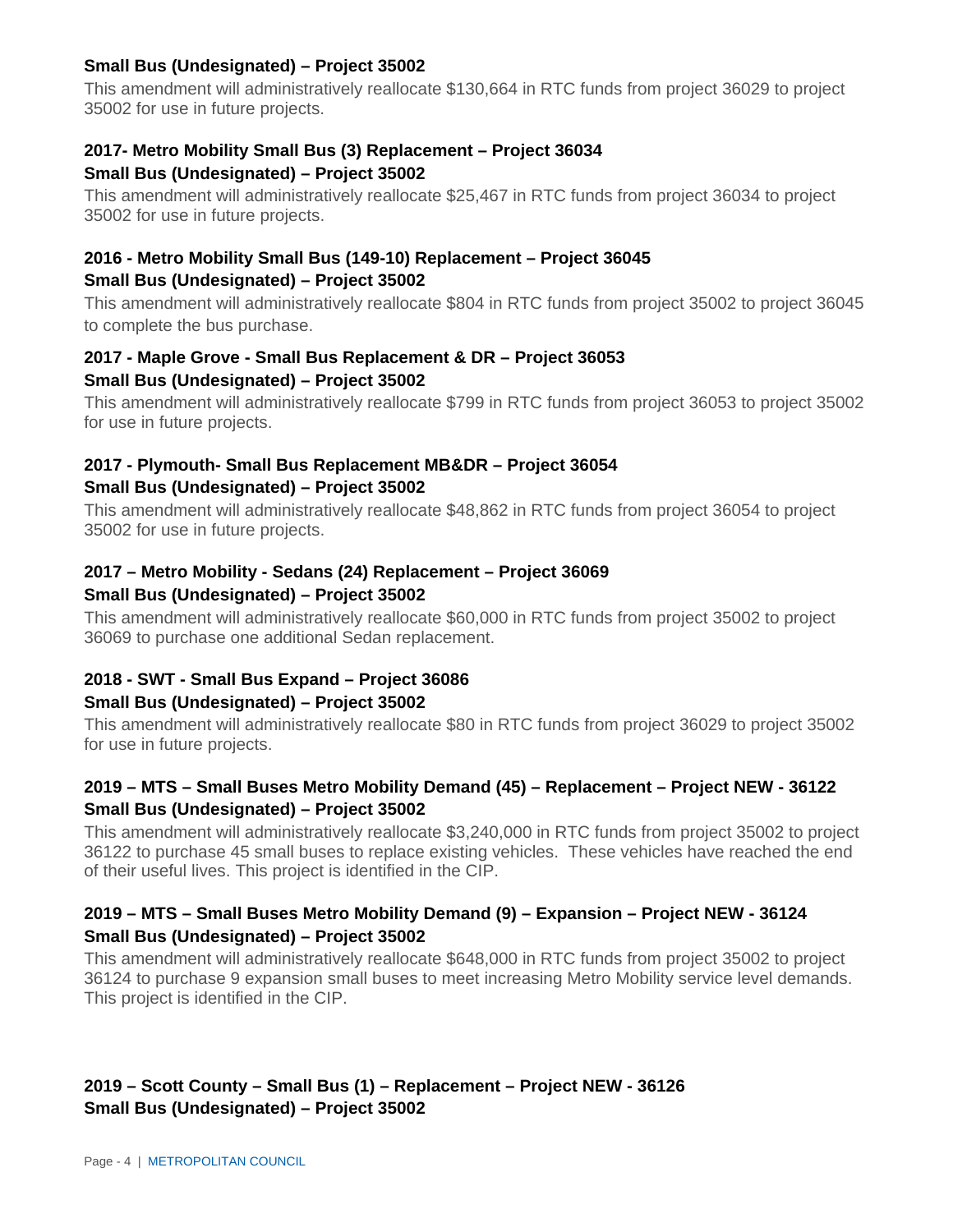**Small Bus (Undesignated) – Project 35002**

This amendment will administratively reallocate $130,664 in RTC funds from project 36029 to project 35002 for use in future projects.

**2017- Metro Mobility Small Bus (3) Replacement – Project 36034**
**Small Bus (Undesignated) – Project 35002**

This amendment will administratively reallocate $25,467 in RTC funds from project 36034 to project 35002 for use in future projects.

**2016 - Metro Mobility Small Bus (149-10) Replacement – Project 36045**
**Small Bus (Undesignated) – Project 35002**

This amendment will administratively reallocate $804 in RTC funds from project 35002 to project 36045 to complete the bus purchase.

**2017 - Maple Grove - Small Bus Replacement & DR – Project 36053**
**Small Bus (Undesignated) – Project 35002**

This amendment will administratively reallocate $799 in RTC funds from project 36053 to project 35002 for use in future projects.

**2017 - Plymouth- Small Bus Replacement MB&DR – Project 36054**
**Small Bus (Undesignated) – Project 35002**

This amendment will administratively reallocate $48,862 in RTC funds from project 36054 to project 35002 for use in future projects.

**2017 – Metro Mobility - Sedans (24) Replacement – Project 36069**
**Small Bus (Undesignated) – Project 35002**

This amendment will administratively reallocate $60,000 in RTC funds from project 35002 to project 36069 to purchase one additional Sedan replacement.

**2018 - SWT - Small Bus Expand – Project 36086**
**Small Bus (Undesignated) – Project 35002**

This amendment will administratively reallocate $80 in RTC funds from project 36029 to project 35002 for use in future projects.

**2019 – MTS – Small Buses Metro Mobility Demand (45) – Replacement – Project NEW - 36122**
**Small Bus (Undesignated) – Project 35002**

This amendment will administratively reallocate $3,240,000 in RTC funds from project 35002 to project 36122 to purchase 45 small buses to replace existing vehicles. These vehicles have reached the end of their useful lives. This project is identified in the CIP.

**2019 – MTS – Small Buses Metro Mobility Demand (9) – Expansion – Project NEW - 36124**
**Small Bus (Undesignated) – Project 35002**

This amendment will administratively reallocate $648,000 in RTC funds from project 35002 to project 36124 to purchase 9 expansion small buses to meet increasing Metro Mobility service level demands. This project is identified in the CIP.

**2019 – Scott County – Small Bus (1) – Replacement – Project NEW - 36126**
**Small Bus (Undesignated) – Project 35002**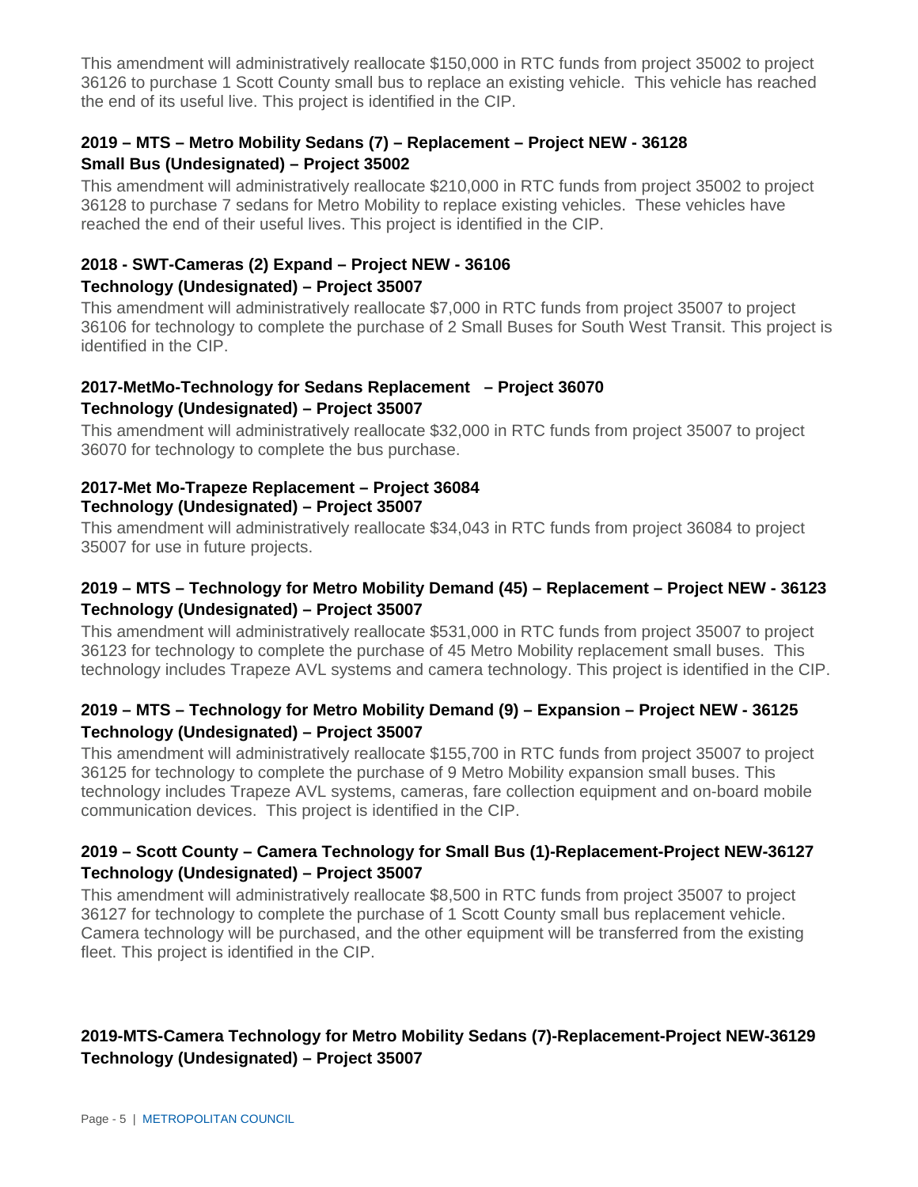This amendment will administratively reallocate $150,000 in RTC funds from project 35002 to project 36126 to purchase 1 Scott County small bus to replace an existing vehicle. This vehicle has reached the end of its useful live. This project is identified in the CIP.

**2019 – MTS – Metro Mobility Sedans (7) – Replacement – Project NEW - 36128**
**Small Bus (Undesignated) – Project 35002**

This amendment will administratively reallocate $210,000 in RTC funds from project 35002 to project 36128 to purchase 7 sedans for Metro Mobility to replace existing vehicles. These vehicles have reached the end of their useful lives. This project is identified in the CIP.

**2018 - SWT-Cameras (2) Expand – Project NEW - 36106**
**Technology (Undesignated) – Project 35007**

This amendment will administratively reallocate $7,000 in RTC funds from project 35007 to project 36106 for technology to complete the purchase of 2 Small Buses for South West Transit. This project is identified in the CIP.

**2017-MetMo-Technology for Sedans Replacement – Project 36070**
**Technology (Undesignated) – Project 35007**

This amendment will administratively reallocate $32,000 in RTC funds from project 35007 to project 36070 for technology to complete the bus purchase.

**2017-Met Mo-Trapeze Replacement – Project 36084**
**Technology (Undesignated) – Project 35007**

This amendment will administratively reallocate $34,043 in RTC funds from project 36084 to project 35007 for use in future projects.

**2019 – MTS – Technology for Metro Mobility Demand (45) – Replacement – Project NEW - 36123**
**Technology (Undesignated) – Project 35007**

This amendment will administratively reallocate $531,000 in RTC funds from project 35007 to project 36123 for technology to complete the purchase of 45 Metro Mobility replacement small buses. This technology includes Trapeze AVL systems and camera technology. This project is identified in the CIP.

**2019 – MTS – Technology for Metro Mobility Demand (9) – Expansion – Project NEW - 36125**
**Technology (Undesignated) – Project 35007**

This amendment will administratively reallocate $155,700 in RTC funds from project 35007 to project 36125 for technology to complete the purchase of 9 Metro Mobility expansion small buses. This technology includes Trapeze AVL systems, cameras, fare collection equipment and on-board mobile communication devices. This project is identified in the CIP.

**2019 – Scott County – Camera Technology for Small Bus (1)-Replacement-Project NEW-36127**
**Technology (Undesignated) – Project 35007**

This amendment will administratively reallocate $8,500 in RTC funds from project 35007 to project 36127 for technology to complete the purchase of 1 Scott County small bus replacement vehicle. Camera technology will be purchased, and the other equipment will be transferred from the existing fleet. This project is identified in the CIP.

**2019-MTS-Camera Technology for Metro Mobility Sedans (7)-Replacement-Project NEW-36129**
**Technology (Undesignated) – Project 35007**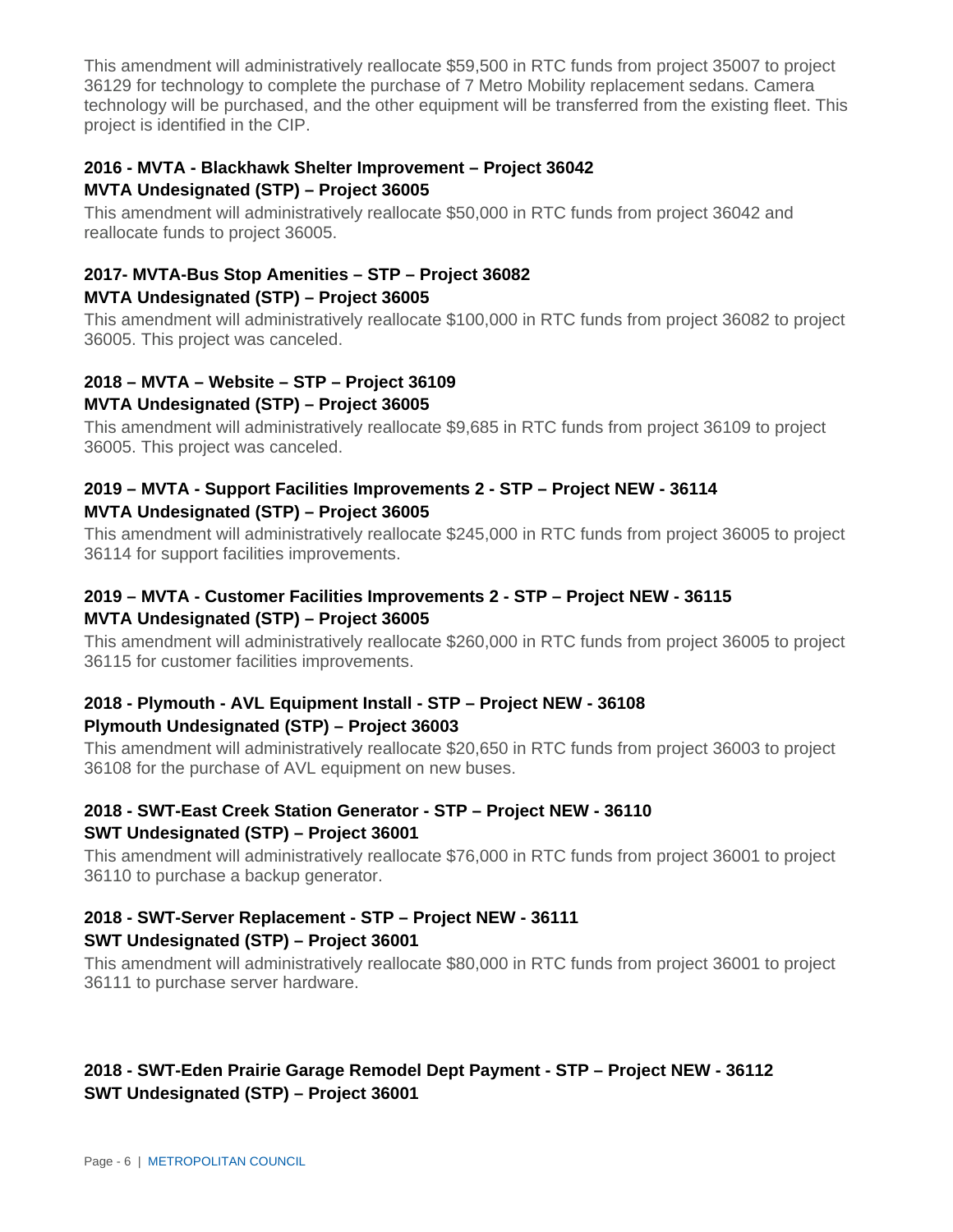This amendment will administratively reallocate $59,500 in RTC funds from project 35007 to project 36129 for technology to complete the purchase of 7 Metro Mobility replacement sedans. Camera technology will be purchased, and the other equipment will be transferred from the existing fleet. This project is identified in the CIP.

**2016 - MVTA - Blackhawk Shelter Improvement – Project 36042**
**MVTA Undesignated (STP) – Project 36005**

This amendment will administratively reallocate $50,000 in RTC funds from project 36042 and reallocate funds to project 36005.

**2017- MVTA-Bus Stop Amenities – STP – Project 36082**
**MVTA Undesignated (STP) – Project 36005**

This amendment will administratively reallocate $100,000 in RTC funds from project 36082 to project 36005. This project was canceled.

**2018 – MVTA – Website – STP – Project 36109**
**MVTA Undesignated (STP) – Project 36005**

This amendment will administratively reallocate $9,685 in RTC funds from project 36109 to project 36005. This project was canceled.

**2019 – MVTA - Support Facilities Improvements 2 - STP – Project NEW - 36114**
**MVTA Undesignated (STP) – Project 36005**

This amendment will administratively reallocate $245,000 in RTC funds from project 36005 to project 36114 for support facilities improvements.

**2019 – MVTA - Customer Facilities Improvements 2 - STP – Project NEW - 36115**
**MVTA Undesignated (STP) – Project 36005**

This amendment will administratively reallocate $260,000 in RTC funds from project 36005 to project 36115 for customer facilities improvements.

**2018 - Plymouth - AVL Equipment Install - STP – Project NEW - 36108**
**Plymouth Undesignated (STP) – Project 36003**

This amendment will administratively reallocate $20,650 in RTC funds from project 36003 to project 36108 for the purchase of AVL equipment on new buses.

**2018 - SWT-East Creek Station Generator - STP – Project NEW - 36110**
**SWT Undesignated (STP) – Project 36001**

This amendment will administratively reallocate $76,000 in RTC funds from project 36001 to project 36110 to purchase a backup generator.

**2018 - SWT-Server Replacement - STP – Project NEW - 36111**
**SWT Undesignated (STP) – Project 36001**

This amendment will administratively reallocate $80,000 in RTC funds from project 36001 to project 36111 to purchase server hardware.

**2018 - SWT-Eden Prairie Garage Remodel Dept Payment - STP – Project NEW - 36112**
**SWT Undesignated (STP) – Project 36001**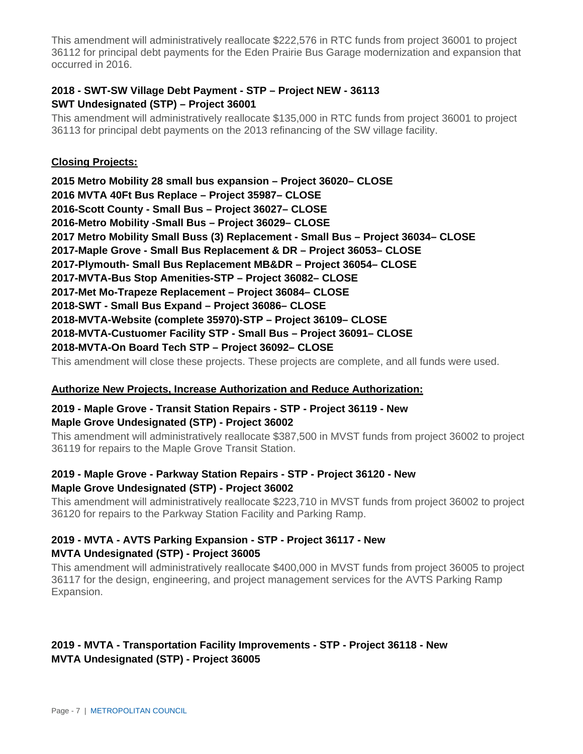This amendment will administratively reallocate $222,576 in RTC funds from project 36001 to project 36112 for principal debt payments for the Eden Prairie Bus Garage modernization and expansion that occurred in 2016.

**2018 - SWT-SW Village Debt Payment - STP – Project NEW - 36113**
**SWT Undesignated (STP) – Project 36001**

This amendment will administratively reallocate $135,000 in RTC funds from project 36001 to project 36113 for principal debt payments on the 2013 refinancing of the SW village facility.

**Closing Projects:**

**2015 Metro Mobility 28 small bus expansion – Project 36020– CLOSE**
**2016 MVTA 40Ft Bus Replace – Project 35987– CLOSE**
**2016-Scott County - Small Bus – Project 36027– CLOSE**
**2016-Metro Mobility -Small Bus – Project 36029– CLOSE**
**2017 Metro Mobility Small Buss (3) Replacement - Small Bus – Project 36034– CLOSE**
**2017-Maple Grove - Small Bus Replacement & DR – Project 36053– CLOSE**
**2017-Plymouth- Small Bus Replacement MB&DR – Project 36054– CLOSE**
**2017-MVTA-Bus Stop Amenities-STP – Project 36082– CLOSE**
**2017-Met Mo-Trapeze Replacement – Project 36084– CLOSE**
**2018-SWT - Small Bus Expand – Project 36086– CLOSE**
**2018-MVTA-Website (complete 35970)-STP – Project 36109– CLOSE**
**2018-MVTA-Custuomer Facility STP - Small Bus – Project 36091– CLOSE**
**2018-MVTA-On Board Tech STP – Project 36092– CLOSE**

This amendment will close these projects. These projects are complete, and all funds were used.

**Authorize New Projects, Increase Authorization and Reduce Authorization:**

**2019 - Maple Grove - Transit Station Repairs - STP - Project 36119 - New**
**Maple Grove Undesignated (STP) - Project 36002**

This amendment will administratively reallocate $387,500 in MVST funds from project 36002 to project 36119 for repairs to the Maple Grove Transit Station.

**2019 - Maple Grove - Parkway Station Repairs - STP - Project 36120 - New**
**Maple Grove Undesignated (STP) - Project 36002**

This amendment will administratively reallocate $223,710 in MVST funds from project 36002 to project 36120 for repairs to the Parkway Station Facility and Parking Ramp.

**2019 - MVTA - AVTS Parking Expansion - STP - Project 36117 - New**
**MVTA Undesignated (STP) - Project 36005**

This amendment will administratively reallocate $400,000 in MVST funds from project 36005 to project 36117 for the design, engineering, and project management services for the AVTS Parking Ramp Expansion.

**2019 - MVTA - Transportation Facility Improvements - STP - Project 36118 - New**
**MVTA Undesignated (STP) - Project 36005**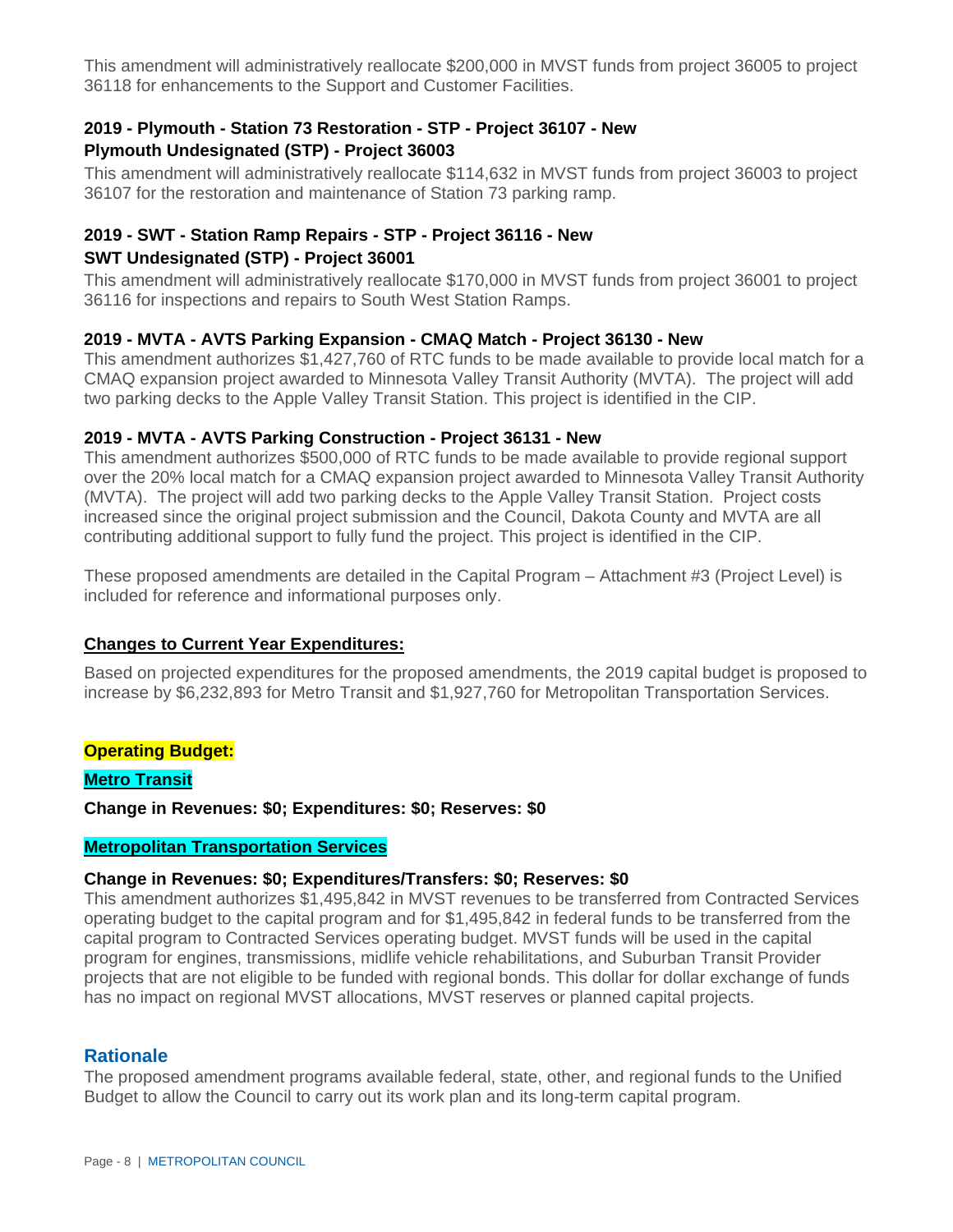This amendment will administratively reallocate $200,000 in MVST funds from project 36005 to project 36118 for enhancements to the Support and Customer Facilities.

**2019 - Plymouth - Station 73 Restoration - STP - Project 36107 - New**
**Plymouth Undesignated (STP) - Project 36003**

This amendment will administratively reallocate $114,632 in MVST funds from project 36003 to project 36107 for the restoration and maintenance of Station 73 parking ramp.

**2019 - SWT - Station Ramp Repairs - STP - Project 36116 - New**
**SWT Undesignated (STP) - Project 36001**

This amendment will administratively reallocate $170,000 in MVST funds from project 36001 to project 36116 for inspections and repairs to South West Station Ramps.

**2019 - MVTA - AVTS Parking Expansion - CMAQ Match - Project 36130 - New**

This amendment authorizes $1,427,760 of RTC funds to be made available to provide local match for a CMAQ expansion project awarded to Minnesota Valley Transit Authority (MVTA). The project will add two parking decks to the Apple Valley Transit Station. This project is identified in the CIP.

**2019 - MVTA - AVTS Parking Construction - Project 36131 - New**

This amendment authorizes $500,000 of RTC funds to be made available to provide regional support over the 20% local match for a CMAQ expansion project awarded to Minnesota Valley Transit Authority (MVTA). The project will add two parking decks to the Apple Valley Transit Station. Project costs increased since the original project submission and the Council, Dakota County and MVTA are all contributing additional support to fully fund the project. This project is identified in the CIP.

These proposed amendments are detailed in the Capital Program – Attachment #3 (Project Level) is included for reference and informational purposes only.

**Changes to Current Year Expenditures:**

Based on projected expenditures for the proposed amendments, the 2019 capital budget is proposed to increase by $6,232,893 for Metro Transit and $1,927,760 for Metropolitan Transportation Services.

**Operating Budget:**

**Metro Transit**

**Change in Revenues: $0; Expenditures: $0; Reserves: $0**

**Metropolitan Transportation Services**

**Change in Revenues: $0; Expenditures/Transfers: $0; Reserves: $0**

This amendment authorizes $1,495,842 in MVST revenues to be transferred from Contracted Services operating budget to the capital program and for $1,495,842 in federal funds to be transferred from the capital program to Contracted Services operating budget. MVST funds will be used in the capital program for engines, transmissions, midlife vehicle rehabilitations, and Suburban Transit Provider projects that are not eligible to be funded with regional bonds. This dollar for dollar exchange of funds has no impact on regional MVST allocations, MVST reserves or planned capital projects.

## Rationale

The proposed amendment programs available federal, state, other, and regional funds to the Unified Budget to allow the Council to carry out its work plan and its long-term capital program.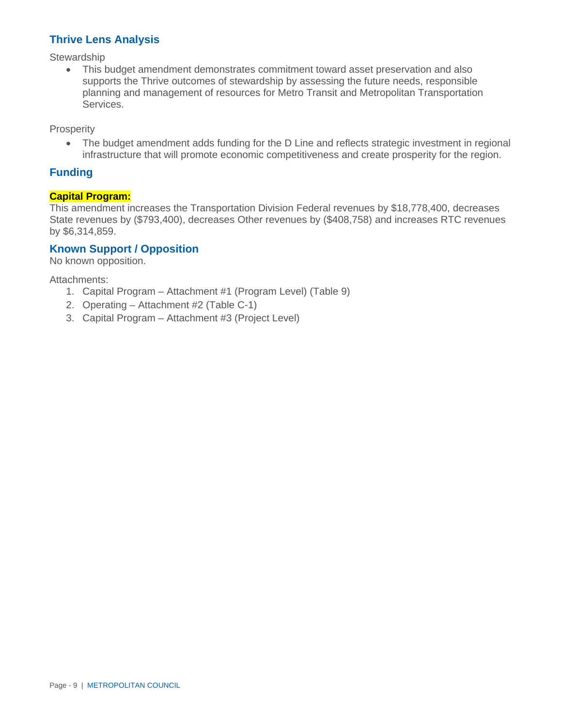## Thrive Lens Analysis

Stewardship

- This budget amendment demonstrates commitment toward asset preservation and also supports the Thrive outcomes of stewardship by assessing the future needs, responsible planning and management of resources for Metro Transit and Metropolitan Transportation Services.

Prosperity

- The budget amendment adds funding for the D Line and reflects strategic investment in regional infrastructure that will promote economic competitiveness and create prosperity for the region.

## Funding

**Capital Program:**

This amendment increases the Transportation Division Federal revenues by $18,778,400, decreases State revenues by ($793,400), decreases Other revenues by ($408,758) and increases RTC revenues by $6,314,859.

## Known Support / Opposition

No known opposition.

Attachments:

1. Capital Program – Attachment #1 (Program Level) (Table 9)
2. Operating – Attachment #2 (Table C-1)
3. Capital Program – Attachment #3 (Project Level)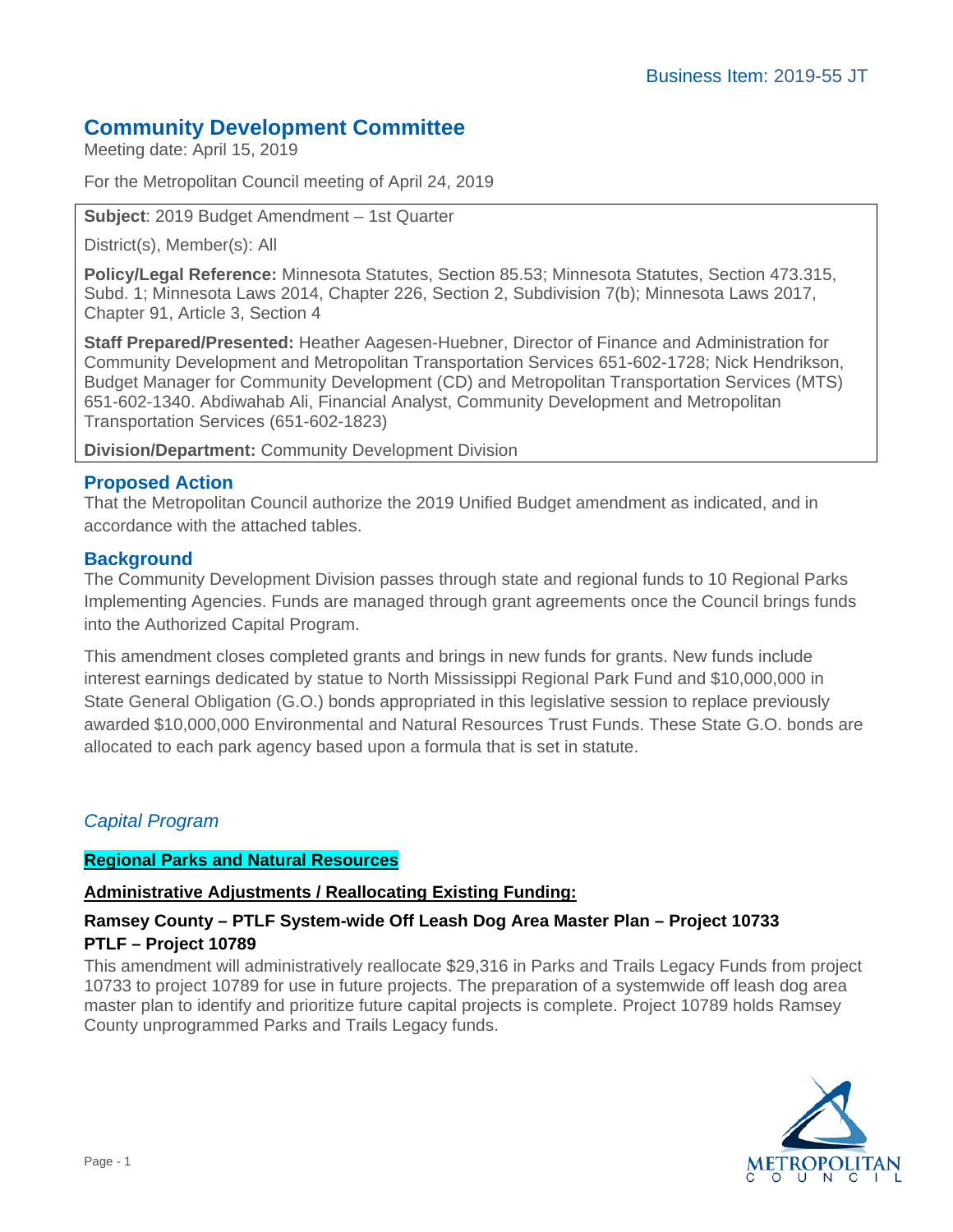Business Item: 2019-55 JT

# Community Development Committee

Meeting date: April 15, 2019

For the Metropolitan Council meeting of April 24, 2019

**Subject**: 2019 Budget Amendment – 1st Quarter

District(s), Member(s): All

**Policy/Legal Reference:** Minnesota Statutes, Section 85.53; Minnesota Statutes, Section 473.315, Subd. 1; Minnesota Laws 2014, Chapter 226, Section 2, Subdivision 7(b); Minnesota Laws 2017, Chapter 91, Article 3, Section 4

**Staff Prepared/Presented:** Heather Aagesen-Huebner, Director of Finance and Administration for Community Development and Metropolitan Transportation Services 651-602-1728; Nick Hendrikson, Budget Manager for Community Development (CD) and Metropolitan Transportation Services (MTS) 651-602-1340. Abdiwahab Ali, Financial Analyst, Community Development and Metropolitan Transportation Services (651-602-1823)

**Division/Department:** Community Development Division

## Proposed Action

That the Metropolitan Council authorize the 2019 Unified Budget amendment as indicated, and in accordance with the attached tables.

## Background

The Community Development Division passes through state and regional funds to 10 Regional Parks Implementing Agencies. Funds are managed through grant agreements once the Council brings funds into the Authorized Capital Program.

This amendment closes completed grants and brings in new funds for grants. New funds include interest earnings dedicated by statue to North Mississippi Regional Park Fund and $10,000,000 in State General Obligation (G.O.) bonds appropriated in this legislative session to replace previously awarded $10,000,000 Environmental and Natural Resources Trust Funds. These State G.O. bonds are allocated to each park agency based upon a formula that is set in statute.

### *Capital Program*

**Regional Parks and Natural Resources**

**Administrative Adjustments / Reallocating Existing Funding:**

**Ramsey County – PTLF System-wide Off Leash Dog Area Master Plan – Project 10733**
**PTLF – Project 10789**

This amendment will administratively reallocate $29,316 in Parks and Trails Legacy Funds from project 10733 to project 10789 for use in future projects. The preparation of a systemwide off leash dog area master plan to identify and prioritize future capital projects is complete. Project 10789 holds Ramsey County unprogrammed Parks and Trails Legacy funds.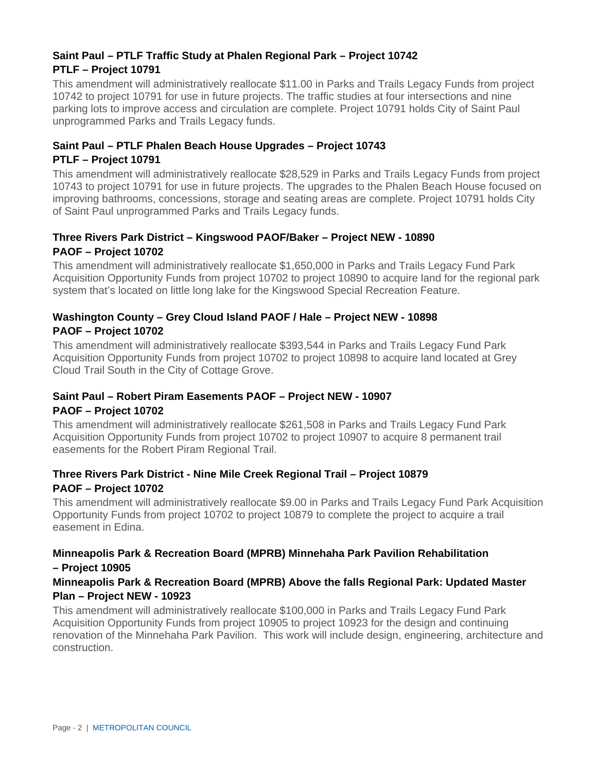### Saint Paul – PTLF Traffic Study at Phalen Regional Park – Project 10742
### PTLF – Project 10791

This amendment will administratively reallocate $11.00 in Parks and Trails Legacy Funds from project 10742 to project 10791 for use in future projects. The traffic studies at four intersections and nine parking lots to improve access and circulation are complete. Project 10791 holds City of Saint Paul unprogrammed Parks and Trails Legacy funds.

### Saint Paul – PTLF Phalen Beach House Upgrades – Project 10743
### PTLF – Project 10791

This amendment will administratively reallocate $28,529 in Parks and Trails Legacy Funds from project 10743 to project 10791 for use in future projects. The upgrades to the Phalen Beach House focused on improving bathrooms, concessions, storage and seating areas are complete. Project 10791 holds City of Saint Paul unprogrammed Parks and Trails Legacy funds.

### Three Rivers Park District – Kingswood PAOF/Baker – Project NEW - 10890
### PAOF – Project 10702

This amendment will administratively reallocate $1,650,000 in Parks and Trails Legacy Fund Park Acquisition Opportunity Funds from project 10702 to project 10890 to acquire land for the regional park system that's located on little long lake for the Kingswood Special Recreation Feature.

### Washington County – Grey Cloud Island PAOF / Hale – Project NEW - 10898
### PAOF – Project 10702

This amendment will administratively reallocate $393,544 in Parks and Trails Legacy Fund Park Acquisition Opportunity Funds from project 10702 to project 10898 to acquire land located at Grey Cloud Trail South in the City of Cottage Grove.

### Saint Paul – Robert Piram Easements PAOF – Project NEW - 10907
### PAOF – Project 10702

This amendment will administratively reallocate $261,508 in Parks and Trails Legacy Fund Park Acquisition Opportunity Funds from project 10702 to project 10907 to acquire 8 permanent trail easements for the Robert Piram Regional Trail.

### Three Rivers Park District - Nine Mile Creek Regional Trail – Project 10879
### PAOF – Project 10702

This amendment will administratively reallocate $9.00 in Parks and Trails Legacy Fund Park Acquisition Opportunity Funds from project 10702 to project 10879 to complete the project to acquire a trail easement in Edina.

### Minneapolis Park & Recreation Board (MPRB) Minnehaha Park Pavilion Rehabilitation – Project 10905
### Minneapolis Park & Recreation Board (MPRB) Above the falls Regional Park: Updated Master Plan – Project NEW - 10923

This amendment will administratively reallocate $100,000 in Parks and Trails Legacy Fund Park Acquisition Opportunity Funds from project 10905 to project 10923 for the design and continuing renovation of the Minnehaha Park Pavilion. This work will include design, engineering, architecture and construction.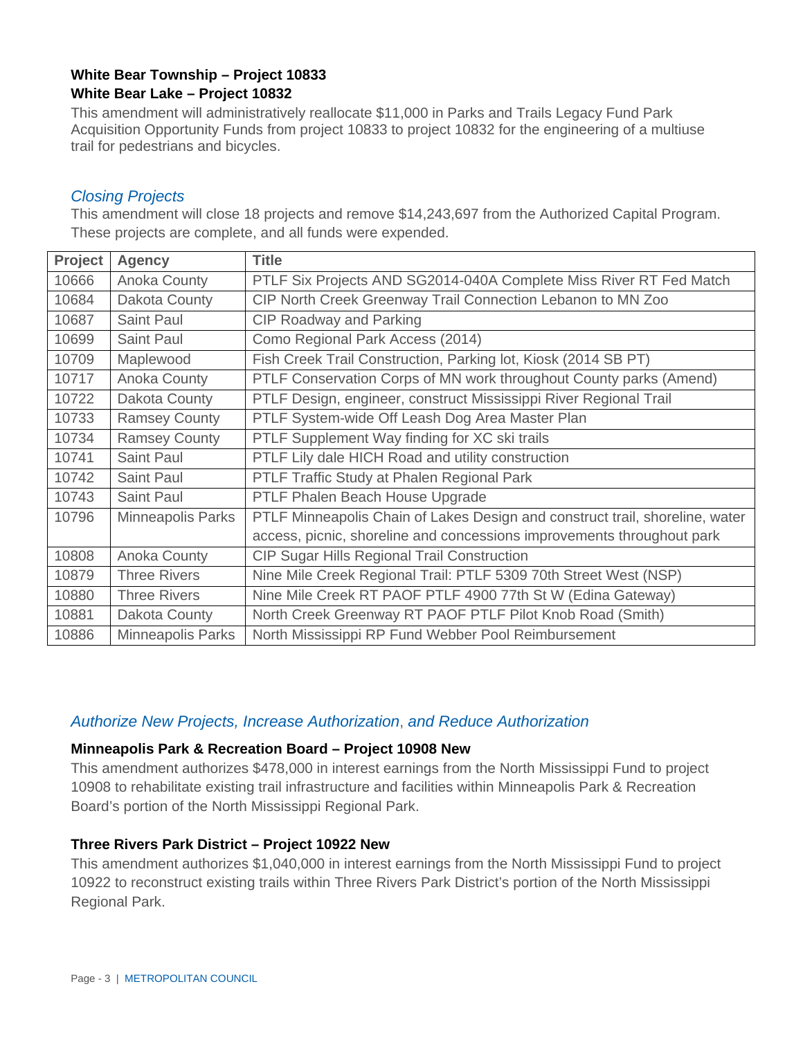**White Bear Township – Project 10833**
**White Bear Lake – Project 10832**

This amendment will administratively reallocate $11,000 in Parks and Trails Legacy Fund Park Acquisition Opportunity Funds from project 10833 to project 10832 for the engineering of a multiuse trail for pedestrians and bicycles.

### *Closing Projects*

This amendment will close 18 projects and remove $14,243,697 from the Authorized Capital Program. These projects are complete, and all funds were expended.

| Project | Agency | Title |
|---|---|---|
| 10666 | Anoka County | PTLF Six Projects AND SG2014-040A Complete Miss River RT Fed Match |
| 10684 | Dakota County | CIP North Creek Greenway Trail Connection Lebanon to MN Zoo |
| 10687 | Saint Paul | CIP Roadway and Parking |
| 10699 | Saint Paul | Como Regional Park Access (2014) |
| 10709 | Maplewood | Fish Creek Trail Construction, Parking lot, Kiosk (2014 SB PT) |
| 10717 | Anoka County | PTLF Conservation Corps of MN work throughout County parks (Amend) |
| 10722 | Dakota County | PTLF Design, engineer, construct Mississippi River Regional Trail |
| 10733 | Ramsey County | PTLF System-wide Off Leash Dog Area Master Plan |
| 10734 | Ramsey County | PTLF Supplement Way finding for XC ski trails |
| 10741 | Saint Paul | PTLF Lily dale HICH Road and utility construction |
| 10742 | Saint Paul | PTLF Traffic Study at Phalen Regional Park |
| 10743 | Saint Paul | PTLF Phalen Beach House Upgrade |
| 10796 | Minneapolis Parks | PTLF Minneapolis Chain of Lakes Design and construct trail, shoreline, water access, picnic, shoreline and concessions improvements throughout park |
| 10808 | Anoka County | CIP Sugar Hills Regional Trail Construction |
| 10879 | Three Rivers | Nine Mile Creek Regional Trail: PTLF 5309 70th Street West (NSP) |
| 10880 | Three Rivers | Nine Mile Creek RT PAOF PTLF 4900 77th St W (Edina Gateway) |
| 10881 | Dakota County | North Creek Greenway RT PAOF PTLF Pilot Knob Road (Smith) |
| 10886 | Minneapolis Parks | North Mississippi RP Fund Webber Pool Reimbursement |

### *Authorize New Projects, Increase Authorization, and Reduce Authorization*

**Minneapolis Park & Recreation Board – Project 10908 New**

This amendment authorizes $478,000 in interest earnings from the North Mississippi Fund to project 10908 to rehabilitate existing trail infrastructure and facilities within Minneapolis Park & Recreation Board's portion of the North Mississippi Regional Park.

**Three Rivers Park District – Project 10922 New**

This amendment authorizes $1,040,000 in interest earnings from the North Mississippi Fund to project 10922 to reconstruct existing trails within Three Rivers Park District's portion of the North Mississippi Regional Park.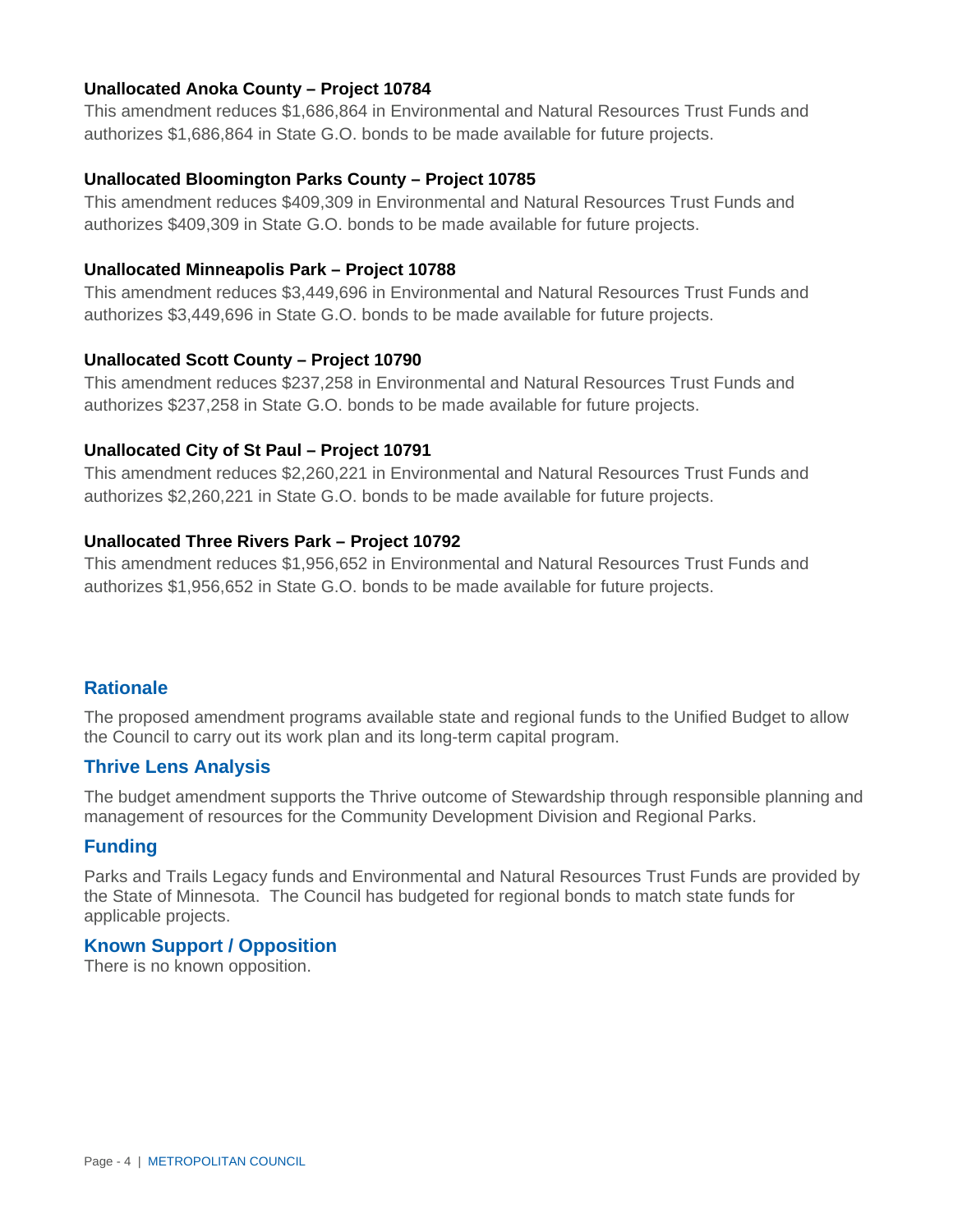**Unallocated Anoka County – Project 10784**

This amendment reduces $1,686,864 in Environmental and Natural Resources Trust Funds and authorizes $1,686,864 in State G.O. bonds to be made available for future projects.

**Unallocated Bloomington Parks County – Project 10785**

This amendment reduces $409,309 in Environmental and Natural Resources Trust Funds and authorizes $409,309 in State G.O. bonds to be made available for future projects.

**Unallocated Minneapolis Park – Project 10788**

This amendment reduces $3,449,696 in Environmental and Natural Resources Trust Funds and authorizes $3,449,696 in State G.O. bonds to be made available for future projects.

**Unallocated Scott County – Project 10790**

This amendment reduces $237,258 in Environmental and Natural Resources Trust Funds and authorizes $237,258 in State G.O. bonds to be made available for future projects.

**Unallocated City of St Paul – Project 10791**

This amendment reduces $2,260,221 in Environmental and Natural Resources Trust Funds and authorizes $2,260,221 in State G.O. bonds to be made available for future projects.

**Unallocated Three Rivers Park – Project 10792**

This amendment reduces $1,956,652 in Environmental and Natural Resources Trust Funds and authorizes $1,956,652 in State G.O. bonds to be made available for future projects.

## Rationale

The proposed amendment programs available state and regional funds to the Unified Budget to allow the Council to carry out its work plan and its long-term capital program.

## Thrive Lens Analysis

The budget amendment supports the Thrive outcome of Stewardship through responsible planning and management of resources for the Community Development Division and Regional Parks.

## Funding

Parks and Trails Legacy funds and Environmental and Natural Resources Trust Funds are provided by the State of Minnesota. The Council has budgeted for regional bonds to match state funds for applicable projects.

## Known Support / Opposition

There is no known opposition.